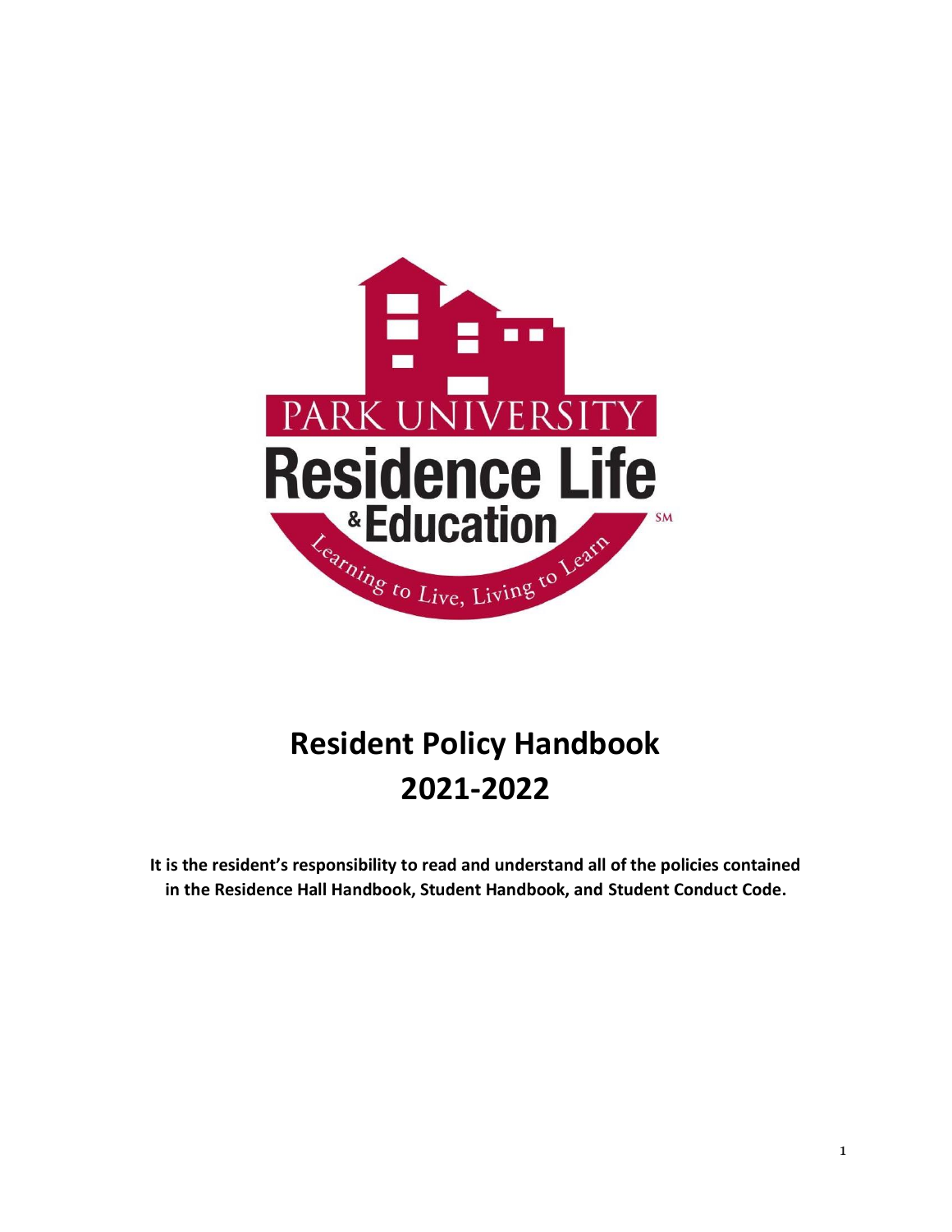PARK UNIVERSITY

Residence Life & Education

Learning to Live, Living to Learn

# Resident Policy Handbook 2021-2022

**It is the resident's responsibility to read and understand all of the policies contained in the Residence Hall Handbook, Student Handbook, and Student Conduct Code.**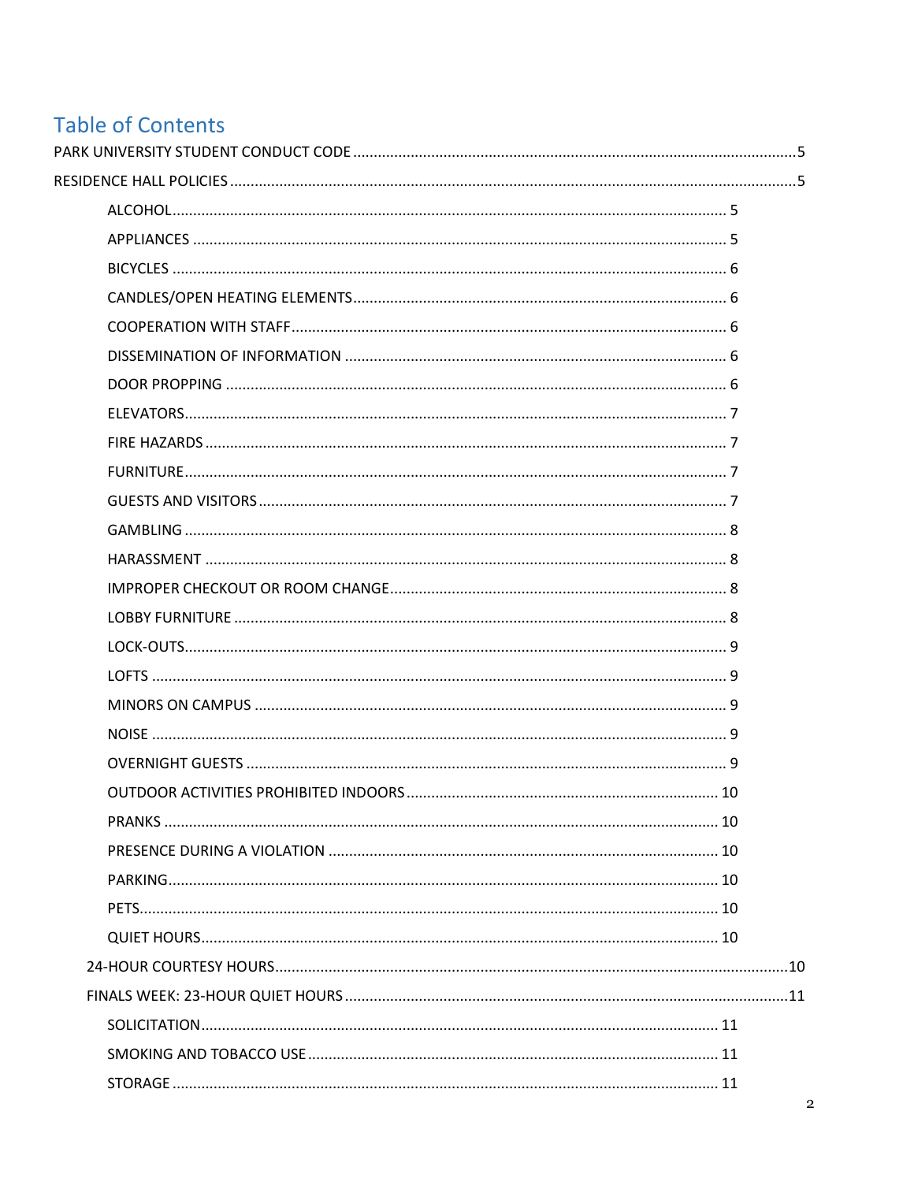# Table of Contents

PARK UNIVERSITY STUDENT CONDUCT CODE ........................................5

RESIDENCE HALL POLICIES ........................................5

- ALCOHOL ........................................ 5
- APPLIANCES ........................................ 5
- BICYCLES ........................................ 6
- CANDLES/OPEN HEATING ELEMENTS ........................................ 6
- COOPERATION WITH STAFF ........................................ 6
- DISSEMINATION OF INFORMATION ........................................ 6
- DOOR PROPPING ........................................ 6
- ELEVATORS ........................................ 7
- FIRE HAZARDS ........................................ 7
- FURNITURE ........................................ 7
- GUESTS AND VISITORS ........................................ 7
- GAMBLING ........................................ 8
- HARASSMENT ........................................ 8
- IMPROPER CHECKOUT OR ROOM CHANGE ........................................ 8
- LOBBY FURNITURE ........................................ 8
- LOCK-OUTS ........................................ 9
- LOFTS ........................................ 9
- MINORS ON CAMPUS ........................................ 9
- NOISE ........................................ 9
- OVERNIGHT GUESTS ........................................ 9
- OUTDOOR ACTIVITIES PROHIBITED INDOORS ........................................ 10
- PRANKS ........................................ 10
- PRESENCE DURING A VIOLATION ........................................ 10
- PARKING ........................................ 10
- PETS ........................................ 10
- QUIET HOURS ........................................ 10

24-HOUR COURTESY HOURS ........................................10

FINALS WEEK: 23-HOUR QUIET HOURS ........................................11

- SOLICITATION ........................................ 11
- SMOKING AND TOBACCO USE ........................................ 11
- STORAGE ........................................ 11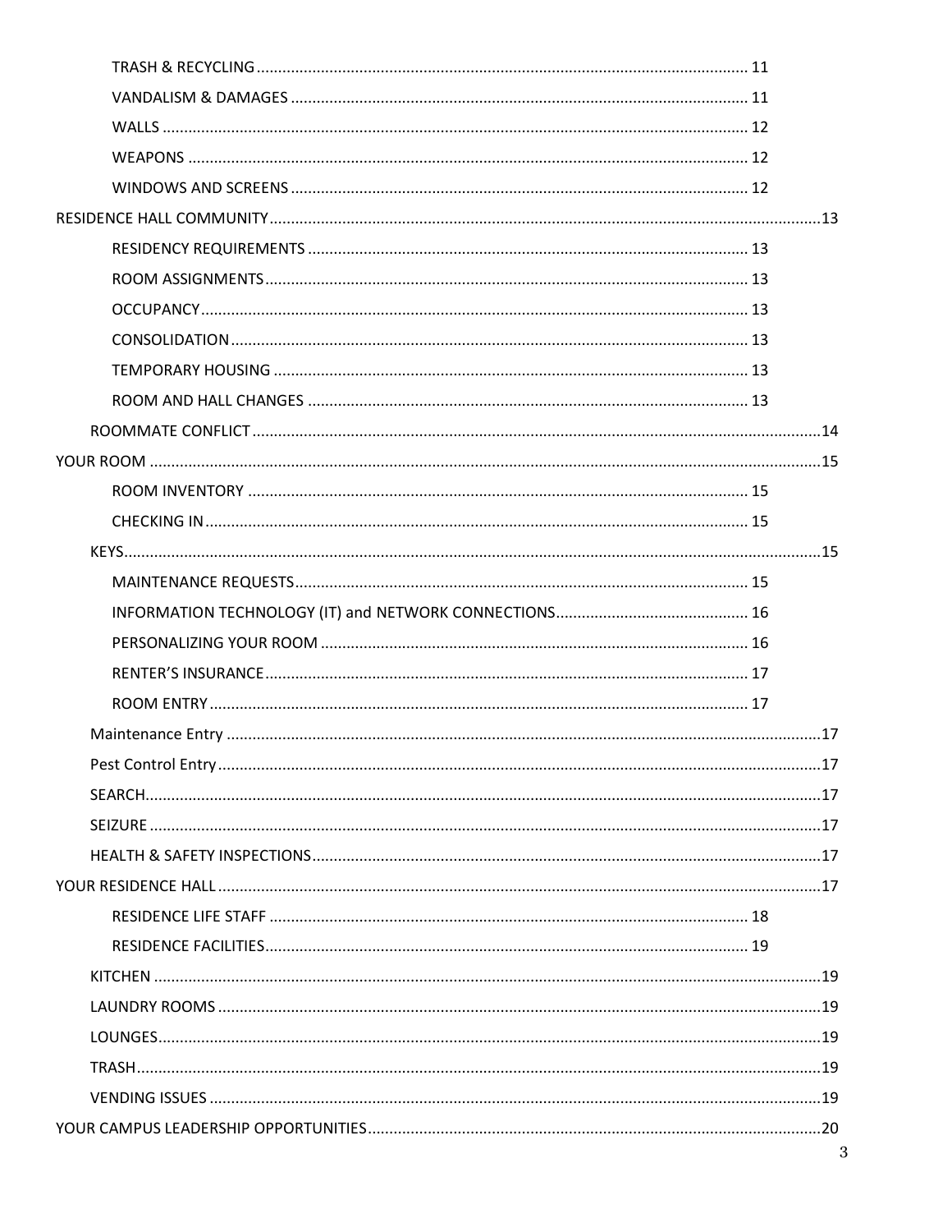- TRASH & RECYCLING .......... 11
- VANDALISM & DAMAGES .......... 11
- WALLS .......... 12
- WEAPONS .......... 12
- WINDOWS AND SCREENS .......... 12

RESIDENCE HALL COMMUNITY .......... 13

- RESIDENCY REQUIREMENTS .......... 13
- ROOM ASSIGNMENTS .......... 13
- OCCUPANCY .......... 13
- CONSOLIDATION .......... 13
- TEMPORARY HOUSING .......... 13
- ROOM AND HALL CHANGES .......... 13

ROOMMATE CONFLICT .......... 14

YOUR ROOM .......... 15

- ROOM INVENTORY .......... 15
- CHECKING IN .......... 15

KEYS .......... 15

- MAINTENANCE REQUESTS .......... 15
- INFORMATION TECHNOLOGY (IT) and NETWORK CONNECTIONS .......... 16
- PERSONALIZING YOUR ROOM .......... 16
- RENTER'S INSURANCE .......... 17
- ROOM ENTRY .......... 17

Maintenance Entry .......... 17

Pest Control Entry .......... 17

SEARCH .......... 17

SEIZURE .......... 17

HEALTH & SAFETY INSPECTIONS .......... 17

YOUR RESIDENCE HALL .......... 17

- RESIDENCE LIFE STAFF .......... 18
- RESIDENCE FACILITIES .......... 19

KITCHEN .......... 19

LAUNDRY ROOMS .......... 19

LOUNGES .......... 19

TRASH .......... 19

VENDING ISSUES .......... 19

YOUR CAMPUS LEADERSHIP OPPORTUNITIES .......... 20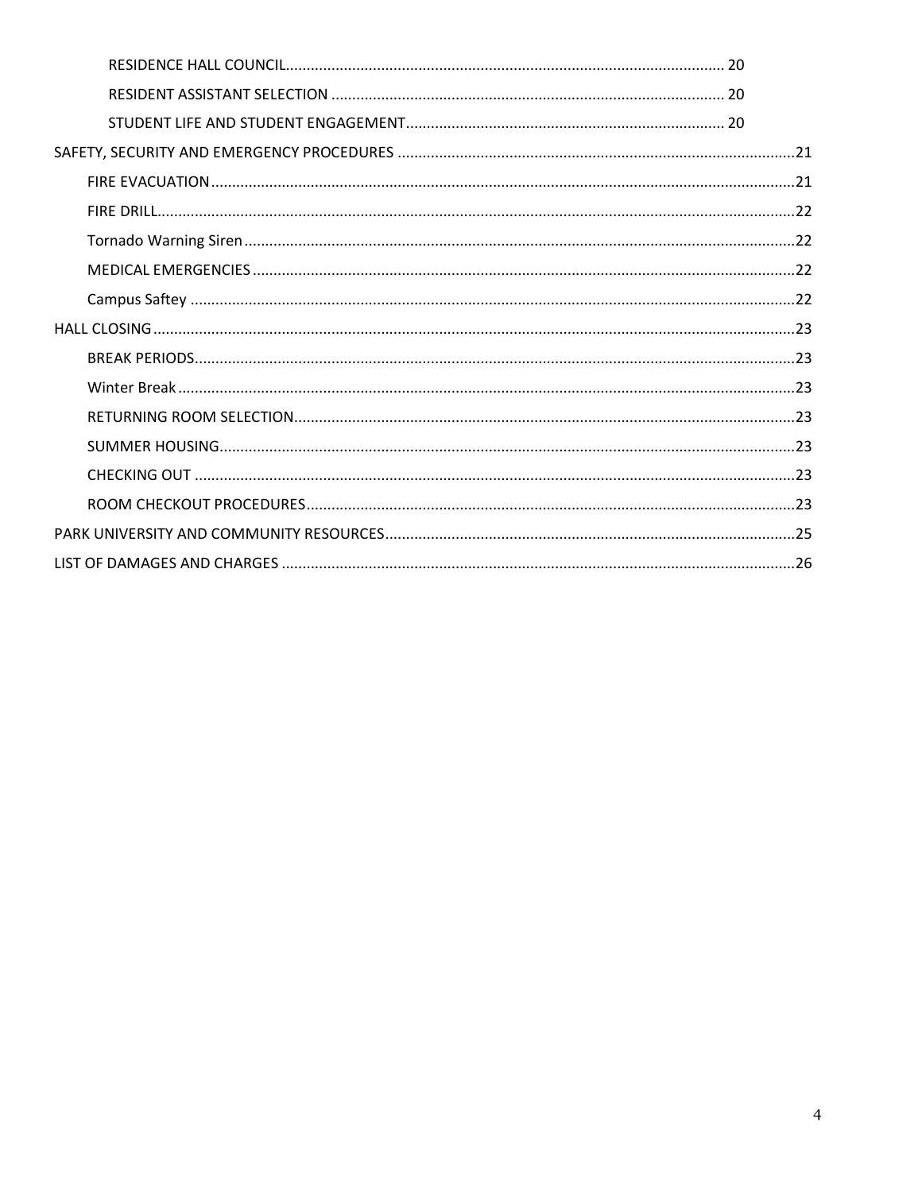- RESIDENCE HALL COUNCIL ........ 20
- RESIDENT ASSISTANT SELECTION ........ 20
- STUDENT LIFE AND STUDENT ENGAGEMENT ........ 20

SAFETY, SECURITY AND EMERGENCY PROCEDURES ........ 21

- FIRE EVACUATION ........ 21
- FIRE DRILL ........ 22
- Tornado Warning Siren ........ 22
- MEDICAL EMERGENCIES ........ 22
- Campus Saftey ........ 22

HALL CLOSING ........ 23

- BREAK PERIODS ........ 23
- Winter Break ........ 23
- RETURNING ROOM SELECTION ........ 23
- SUMMER HOUSING ........ 23
- CHECKING OUT ........ 23
- ROOM CHECKOUT PROCEDURES ........ 23

PARK UNIVERSITY AND COMMUNITY RESOURCES ........ 25

LIST OF DAMAGES AND CHARGES ........ 26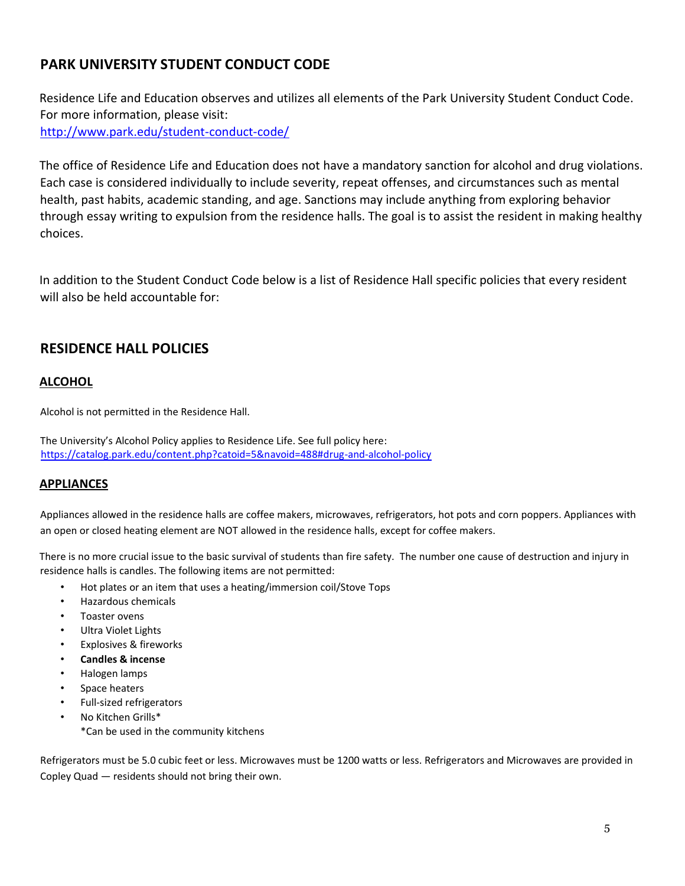## PARK UNIVERSITY STUDENT CONDUCT CODE

Residence Life and Education observes and utilizes all elements of the Park University Student Conduct Code. For more information, please visit:
http://www.park.edu/student-conduct-code/

The office of Residence Life and Education does not have a mandatory sanction for alcohol and drug violations. Each case is considered individually to include severity, repeat offenses, and circumstances such as mental health, past habits, academic standing, and age. Sanctions may include anything from exploring behavior through essay writing to expulsion from the residence halls. The goal is to assist the resident in making healthy choices.

In addition to the Student Conduct Code below is a list of Residence Hall specific policies that every resident will also be held accountable for:

## RESIDENCE HALL POLICIES

### ALCOHOL

Alcohol is not permitted in the Residence Hall.

The University's Alcohol Policy applies to Residence Life. See full policy here:
https://catalog.park.edu/content.php?catoid=5&navoid=488#drug-and-alcohol-policy

### APPLIANCES

Appliances allowed in the residence halls are coffee makers, microwaves, refrigerators, hot pots and corn poppers. Appliances with an open or closed heating element are NOT allowed in the residence halls, except for coffee makers.

There is no more crucial issue to the basic survival of students than fire safety. The number one cause of destruction and injury in residence halls is candles. The following items are not permitted:

- Hot plates or an item that uses a heating/immersion coil/Stove Tops
- Hazardous chemicals
- Toaster ovens
- Ultra Violet Lights
- Explosives & fireworks
- **Candles & incense**
- Halogen lamps
- Space heaters
- Full-sized refrigerators
- No Kitchen Grills*
  *Can be used in the community kitchens

Refrigerators must be 5.0 cubic feet or less. Microwaves must be 1200 watts or less. Refrigerators and Microwaves are provided in Copley Quad — residents should not bring their own.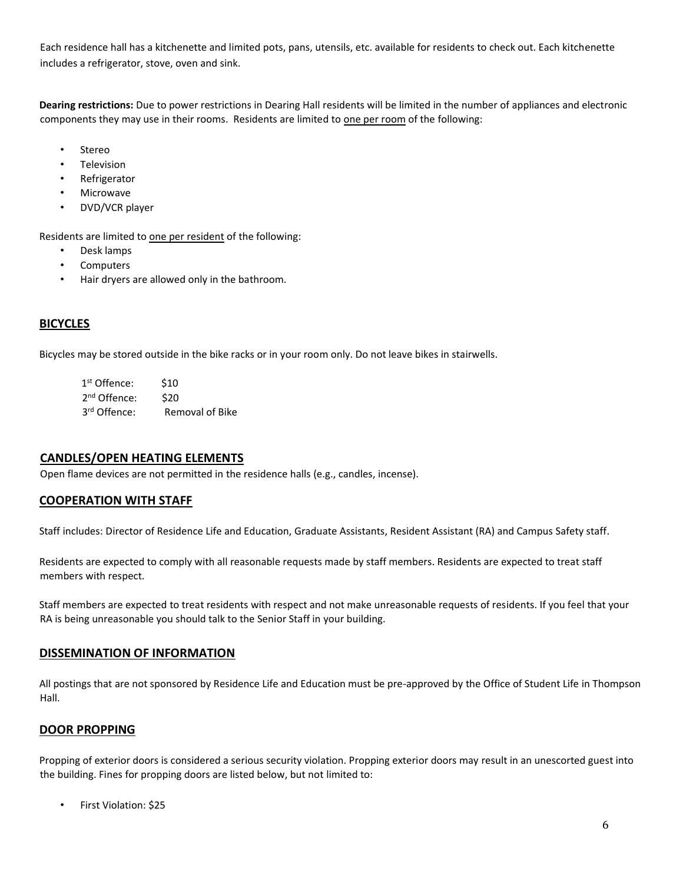Each residence hall has a kitchenette and limited pots, pans, utensils, etc. available for residents to check out. Each kitchenette includes a refrigerator, stove, oven and sink.

**Dearing restrictions:** Due to power restrictions in Dearing Hall residents will be limited in the number of appliances and electronic components they may use in their rooms. Residents are limited to <u>one per room</u> of the following:

- Stereo
- Television
- Refrigerator
- Microwave
- DVD/VCR player

Residents are limited to <u>one per resident</u> of the following:

- Desk lamps
- Computers
- Hair dryers are allowed only in the bathroom.

## BICYCLES

Bicycles may be stored outside in the bike racks or in your room only. Do not leave bikes in stairwells.

| | |
|---|---|
| 1st Offence: | $10 |
| 2nd Offence: | $20 |
| 3rd Offence: | Removal of Bike |

## CANDLES/OPEN HEATING ELEMENTS

Open flame devices are not permitted in the residence halls (e.g., candles, incense).

## COOPERATION WITH STAFF

Staff includes: Director of Residence Life and Education, Graduate Assistants, Resident Assistant (RA) and Campus Safety staff.

Residents are expected to comply with all reasonable requests made by staff members. Residents are expected to treat staff members with respect.

Staff members are expected to treat residents with respect and not make unreasonable requests of residents. If you feel that your RA is being unreasonable you should talk to the Senior Staff in your building.

## DISSEMINATION OF INFORMATION

All postings that are not sponsored by Residence Life and Education must be pre-approved by the Office of Student Life in Thompson Hall.

## DOOR PROPPING

Propping of exterior doors is considered a serious security violation. Propping exterior doors may result in an unescorted guest into the building. Fines for propping doors are listed below, but not limited to:

- First Violation: $25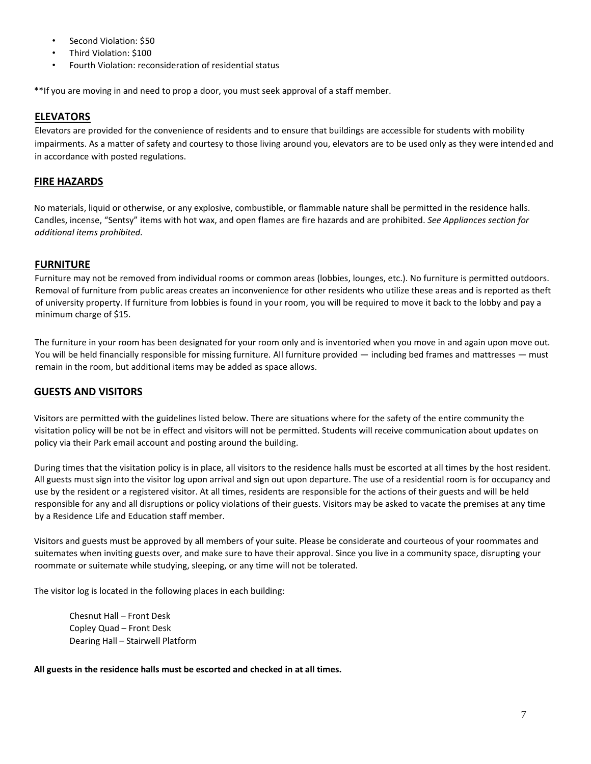- Second Violation: $50
- Third Violation: $100
- Fourth Violation: reconsideration of residential status

**If you are moving in and need to prop a door, you must seek approval of a staff member.

## ELEVATORS

Elevators are provided for the convenience of residents and to ensure that buildings are accessible for students with mobility impairments. As a matter of safety and courtesy to those living around you, elevators are to be used only as they were intended and in accordance with posted regulations.

## FIRE HAZARDS

No materials, liquid or otherwise, or any explosive, combustible, or flammable nature shall be permitted in the residence halls. Candles, incense, "Sentsy" items with hot wax, and open flames are fire hazards and are prohibited. *See Appliances section for additional items prohibited.*

## FURNITURE

Furniture may not be removed from individual rooms or common areas (lobbies, lounges, etc.). No furniture is permitted outdoors. Removal of furniture from public areas creates an inconvenience for other residents who utilize these areas and is reported as theft of university property. If furniture from lobbies is found in your room, you will be required to move it back to the lobby and pay a minimum charge of $15.

The furniture in your room has been designated for your room only and is inventoried when you move in and again upon move out. You will be held financially responsible for missing furniture. All furniture provided — including bed frames and mattresses — must remain in the room, but additional items may be added as space allows.

## GUESTS AND VISITORS

Visitors are permitted with the guidelines listed below. There are situations where for the safety of the entire community the visitation policy will be not be in effect and visitors will not be permitted. Students will receive communication about updates on policy via their Park email account and posting around the building.

During times that the visitation policy is in place, all visitors to the residence halls must be escorted at all times by the host resident. All guests must sign into the visitor log upon arrival and sign out upon departure. The use of a residential room is for occupancy and use by the resident or a registered visitor. At all times, residents are responsible for the actions of their guests and will be held responsible for any and all disruptions or policy violations of their guests. Visitors may be asked to vacate the premises at any time by a Residence Life and Education staff member.

Visitors and guests must be approved by all members of your suite. Please be considerate and courteous of your roommates and suitemates when inviting guests over, and make sure to have their approval. Since you live in a community space, disrupting your roommate or suitemate while studying, sleeping, or any time will not be tolerated.

The visitor log is located in the following places in each building:

Chesnut Hall – Front Desk
Copley Quad – Front Desk
Dearing Hall – Stairwell Platform

**All guests in the residence halls must be escorted and checked in at all times.**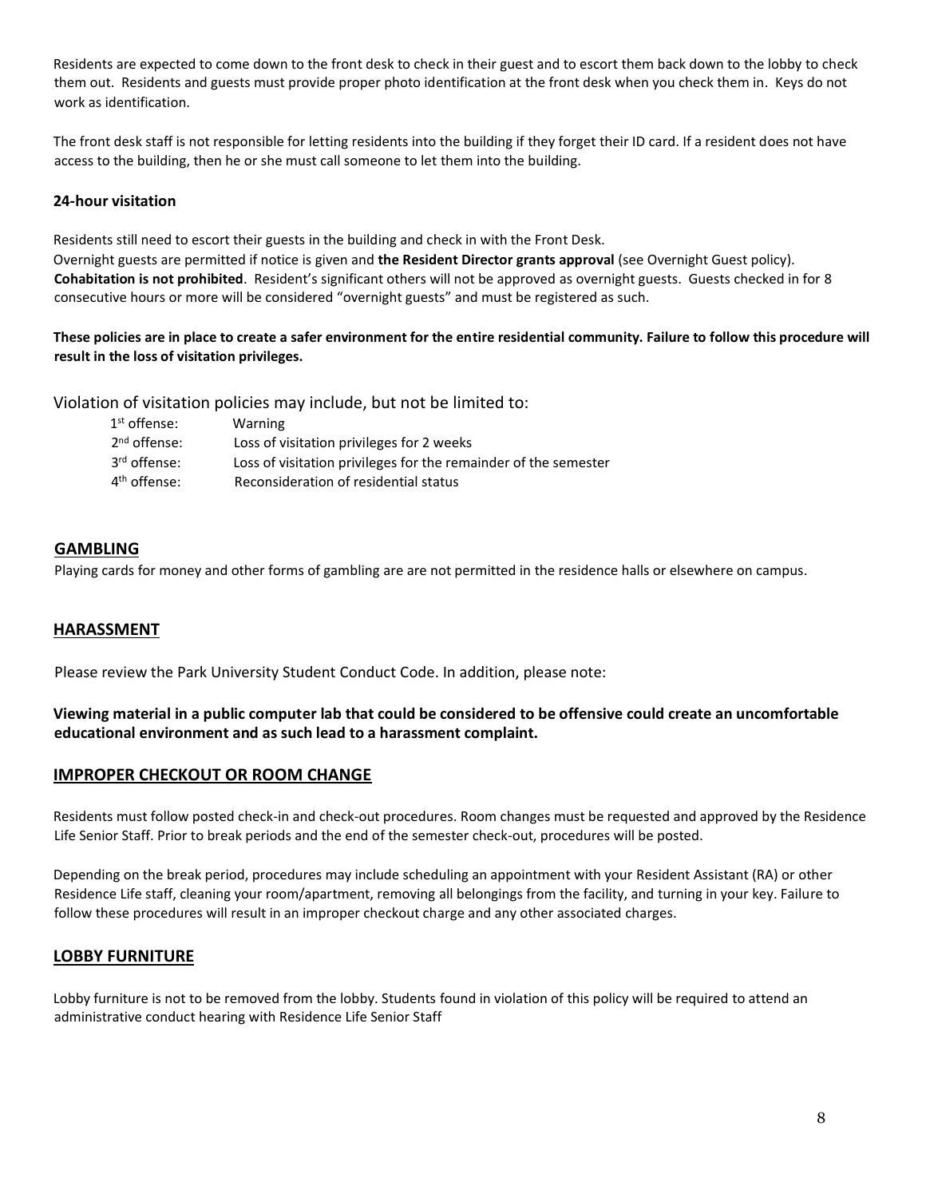Residents are expected to come down to the front desk to check in their guest and to escort them back down to the lobby to check them out. Residents and guests must provide proper photo identification at the front desk when you check them in. Keys do not work as identification.

The front desk staff is not responsible for letting residents into the building if they forget their ID card. If a resident does not have access to the building, then he or she must call someone to let them into the building.

**24-hour visitation**

Residents still need to escort their guests in the building and check in with the Front Desk.
Overnight guests are permitted if notice is given and **the Resident Director grants approval** (see Overnight Guest policy). **Cohabitation is not prohibited**. Resident's significant others will not be approved as overnight guests. Guests checked in for 8 consecutive hours or more will be considered "overnight guests" and must be registered as such.

**These policies are in place to create a safer environment for the entire residential community. Failure to follow this procedure will result in the loss of visitation privileges.**

Violation of visitation policies may include, but not be limited to:

| | |
|---|---|
| 1st offense: | Warning |
| 2nd offense: | Loss of visitation privileges for 2 weeks |
| 3rd offense: | Loss of visitation privileges for the remainder of the semester |
| 4th offense: | Reconsideration of residential status |

## GAMBLING

Playing cards for money and other forms of gambling are are not permitted in the residence halls or elsewhere on campus.

## HARASSMENT

Please review the Park University Student Conduct Code. In addition, please note:

**Viewing material in a public computer lab that could be considered to be offensive could create an uncomfortable educational environment and as such lead to a harassment complaint.**

## IMPROPER CHECKOUT OR ROOM CHANGE

Residents must follow posted check-in and check-out procedures. Room changes must be requested and approved by the Residence Life Senior Staff. Prior to break periods and the end of the semester check-out, procedures will be posted.

Depending on the break period, procedures may include scheduling an appointment with your Resident Assistant (RA) or other Residence Life staff, cleaning your room/apartment, removing all belongings from the facility, and turning in your key. Failure to follow these procedures will result in an improper checkout charge and any other associated charges.

## LOBBY FURNITURE

Lobby furniture is not to be removed from the lobby. Students found in violation of this policy will be required to attend an administrative conduct hearing with Residence Life Senior Staff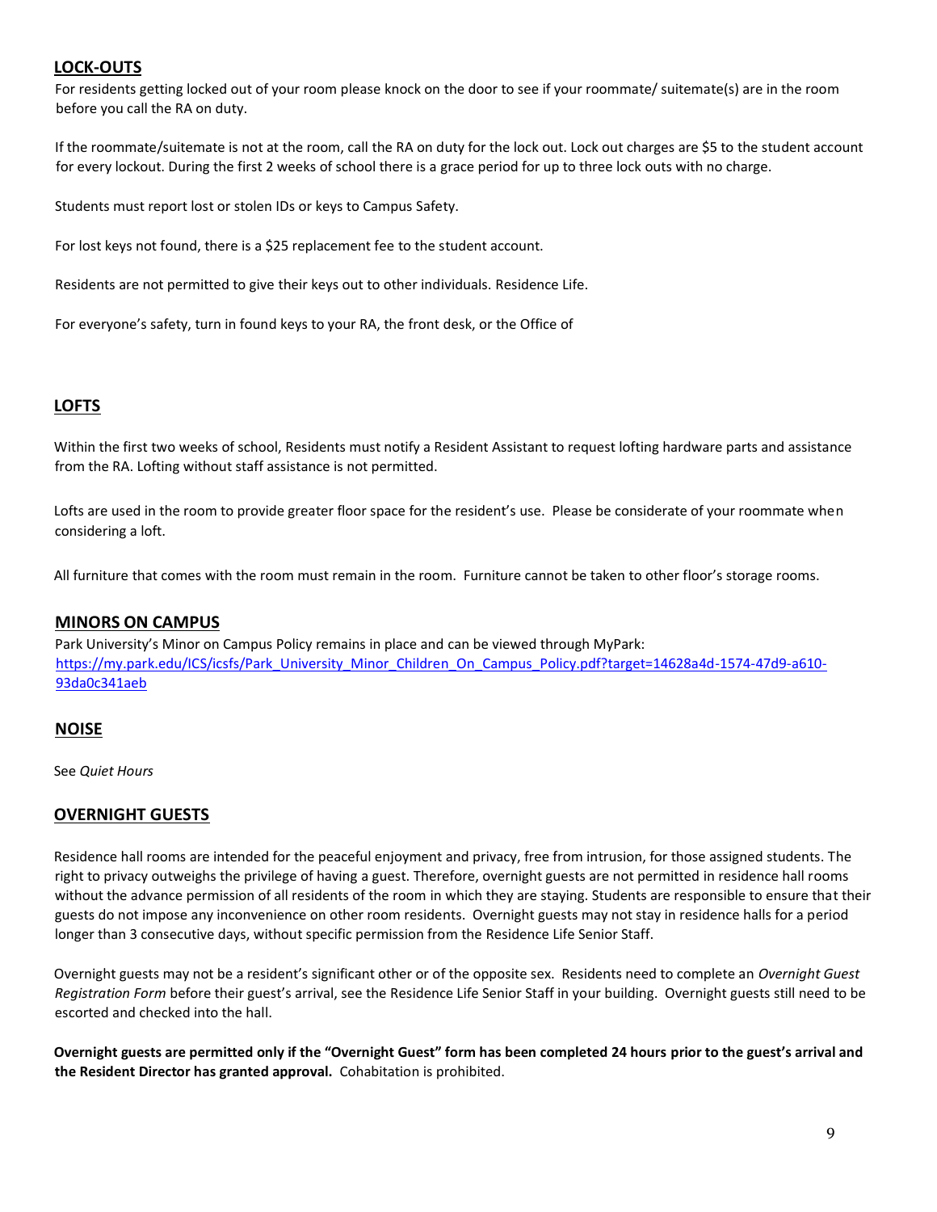## LOCK-OUTS

For residents getting locked out of your room please knock on the door to see if your roommate/ suitemate(s) are in the room before you call the RA on duty.

If the roommate/suitemate is not at the room, call the RA on duty for the lock out. Lock out charges are $5 to the student account for every lockout. During the first 2 weeks of school there is a grace period for up to three lock outs with no charge.

Students must report lost or stolen IDs or keys to Campus Safety.

For lost keys not found, there is a $25 replacement fee to the student account.

Residents are not permitted to give their keys out to other individuals. Residence Life.

For everyone's safety, turn in found keys to your RA, the front desk, or the Office of

## LOFTS

Within the first two weeks of school, Residents must notify a Resident Assistant to request lofting hardware parts and assistance from the RA. Lofting without staff assistance is not permitted.

Lofts are used in the room to provide greater floor space for the resident's use. Please be considerate of your roommate when considering a loft.

All furniture that comes with the room must remain in the room. Furniture cannot be taken to other floor's storage rooms.

## MINORS ON CAMPUS

Park University's Minor on Campus Policy remains in place and can be viewed through MyPark: https://my.park.edu/ICS/icsfs/Park_University_Minor_Children_On_Campus_Policy.pdf?target=14628a4d-1574-47d9-a610-93da0c341aeb

## NOISE

See *Quiet Hours*

## OVERNIGHT GUESTS

Residence hall rooms are intended for the peaceful enjoyment and privacy, free from intrusion, for those assigned students. The right to privacy outweighs the privilege of having a guest. Therefore, overnight guests are not permitted in residence hall rooms without the advance permission of all residents of the room in which they are staying. Students are responsible to ensure that their guests do not impose any inconvenience on other room residents. Overnight guests may not stay in residence halls for a period longer than 3 consecutive days, without specific permission from the Residence Life Senior Staff.

Overnight guests may not be a resident's significant other or of the opposite sex. Residents need to complete an *Overnight Guest Registration Form* before their guest's arrival, see the Residence Life Senior Staff in your building. Overnight guests still need to be escorted and checked into the hall.

**Overnight guests are permitted only if the "Overnight Guest" form has been completed 24 hours prior to the guest's arrival and the Resident Director has granted approval.** Cohabitation is prohibited.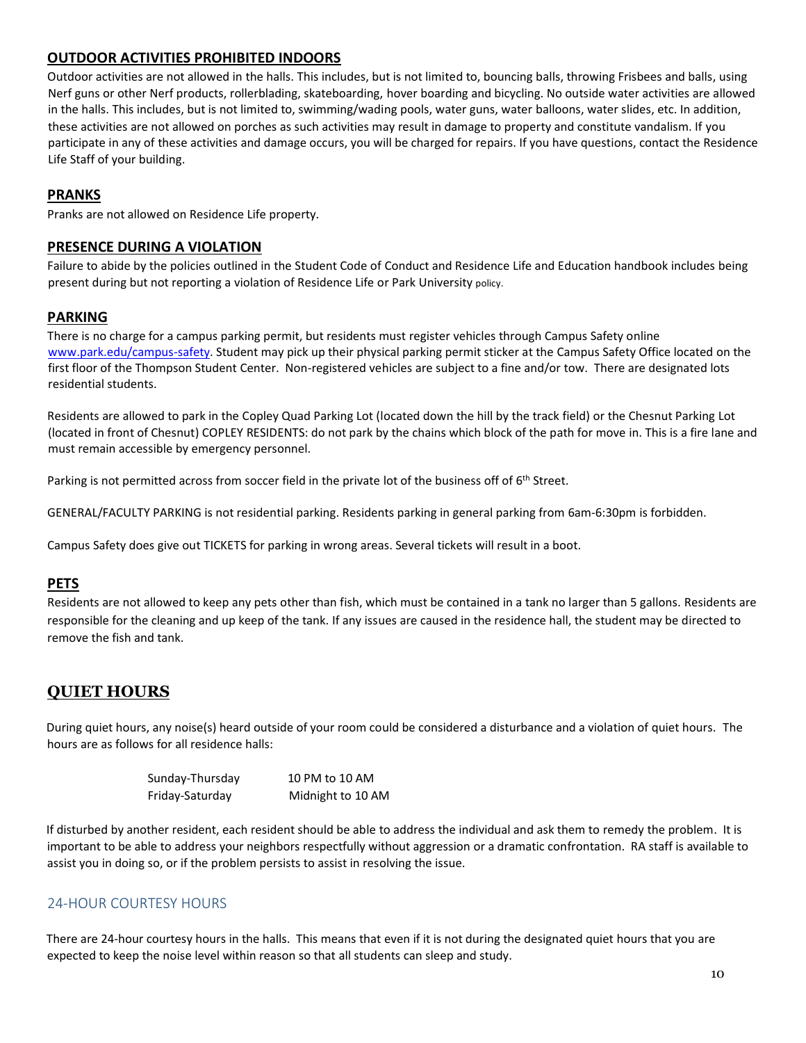## OUTDOOR ACTIVITIES PROHIBITED INDOORS

Outdoor activities are not allowed in the halls. This includes, but is not limited to, bouncing balls, throwing Frisbees and balls, using Nerf guns or other Nerf products, rollerblading, skateboarding, hover boarding and bicycling. No outside water activities are allowed in the halls. This includes, but is not limited to, swimming/wading pools, water guns, water balloons, water slides, etc. In addition, these activities are not allowed on porches as such activities may result in damage to property and constitute vandalism. If you participate in any of these activities and damage occurs, you will be charged for repairs. If you have questions, contact the Residence Life Staff of your building.

## PRANKS

Pranks are not allowed on Residence Life property.

## PRESENCE DURING A VIOLATION

Failure to abide by the policies outlined in the Student Code of Conduct and Residence Life and Education handbook includes being present during but not reporting a violation of Residence Life or Park University policy.

## PARKING

There is no charge for a campus parking permit, but residents must register vehicles through Campus Safety online www.park.edu/campus-safety. Student may pick up their physical parking permit sticker at the Campus Safety Office located on the first floor of the Thompson Student Center. Non-registered vehicles are subject to a fine and/or tow. There are designated lots residential students.

Residents are allowed to park in the Copley Quad Parking Lot (located down the hill by the track field) or the Chesnut Parking Lot (located in front of Chesnut) COPLEY RESIDENTS: do not park by the chains which block of the path for move in. This is a fire lane and must remain accessible by emergency personnel.

Parking is not permitted across from soccer field in the private lot of the business off of 6th Street.

GENERAL/FACULTY PARKING is not residential parking. Residents parking in general parking from 6am-6:30pm is forbidden.

Campus Safety does give out TICKETS for parking in wrong areas. Several tickets will result in a boot.

## PETS

Residents are not allowed to keep any pets other than fish, which must be contained in a tank no larger than 5 gallons. Residents are responsible for the cleaning and up keep of the tank. If any issues are caused in the residence hall, the student may be directed to remove the fish and tank.

# QUIET HOURS

During quiet hours, any noise(s) heard outside of your room could be considered a disturbance and a violation of quiet hours. The hours are as follows for all residence halls:

| | |
|---|---|
| Sunday-Thursday | 10 PM to 10 AM |
| Friday-Saturday | Midnight to 10 AM |

If disturbed by another resident, each resident should be able to address the individual and ask them to remedy the problem. It is important to be able to address your neighbors respectfully without aggression or a dramatic confrontation. RA staff is available to assist you in doing so, or if the problem persists to assist in resolving the issue.

### 24-HOUR COURTESY HOURS

There are 24-hour courtesy hours in the halls. This means that even if it is not during the designated quiet hours that you are expected to keep the noise level within reason so that all students can sleep and study.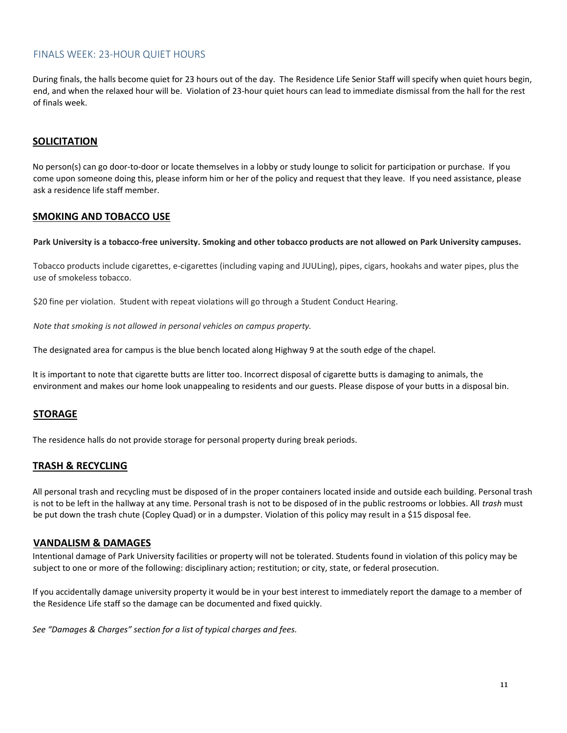## FINALS WEEK: 23-HOUR QUIET HOURS

During finals, the halls become quiet for 23 hours out of the day. The Residence Life Senior Staff will specify when quiet hours begin, end, and when the relaxed hour will be. Violation of 23-hour quiet hours can lead to immediate dismissal from the hall for the rest of finals week.

## SOLICITATION

No person(s) can go door-to-door or locate themselves in a lobby or study lounge to solicit for participation or purchase. If you come upon someone doing this, please inform him or her of the policy and request that they leave. If you need assistance, please ask a residence life staff member.

## SMOKING AND TOBACCO USE

**Park University is a tobacco-free university. Smoking and other tobacco products are not allowed on Park University campuses.**

Tobacco products include cigarettes, e-cigarettes (including vaping and JUULing), pipes, cigars, hookahs and water pipes, plus the use of smokeless tobacco.

$20 fine per violation. Student with repeat violations will go through a Student Conduct Hearing.

*Note that smoking is not allowed in personal vehicles on campus property.*

The designated area for campus is the blue bench located along Highway 9 at the south edge of the chapel.

It is important to note that cigarette butts are litter too. Incorrect disposal of cigarette butts is damaging to animals, the environment and makes our home look unappealing to residents and our guests. Please dispose of your butts in a disposal bin.

## STORAGE

The residence halls do not provide storage for personal property during break periods.

## TRASH & RECYCLING

All personal trash and recycling must be disposed of in the proper containers located inside and outside each building. Personal trash is not to be left in the hallway at any time. Personal trash is not to be disposed of in the public restrooms or lobbies. All *trash* must be put down the trash chute (Copley Quad) or in a dumpster. Violation of this policy may result in a $15 disposal fee.

## VANDALISM & DAMAGES

Intentional damage of Park University facilities or property will not be tolerated. Students found in violation of this policy may be subject to one or more of the following: disciplinary action; restitution; or city, state, or federal prosecution.

If you accidentally damage university property it would be in your best interest to immediately report the damage to a member of the Residence Life staff so the damage can be documented and fixed quickly.

*See "Damages & Charges" section for a list of typical charges and fees.*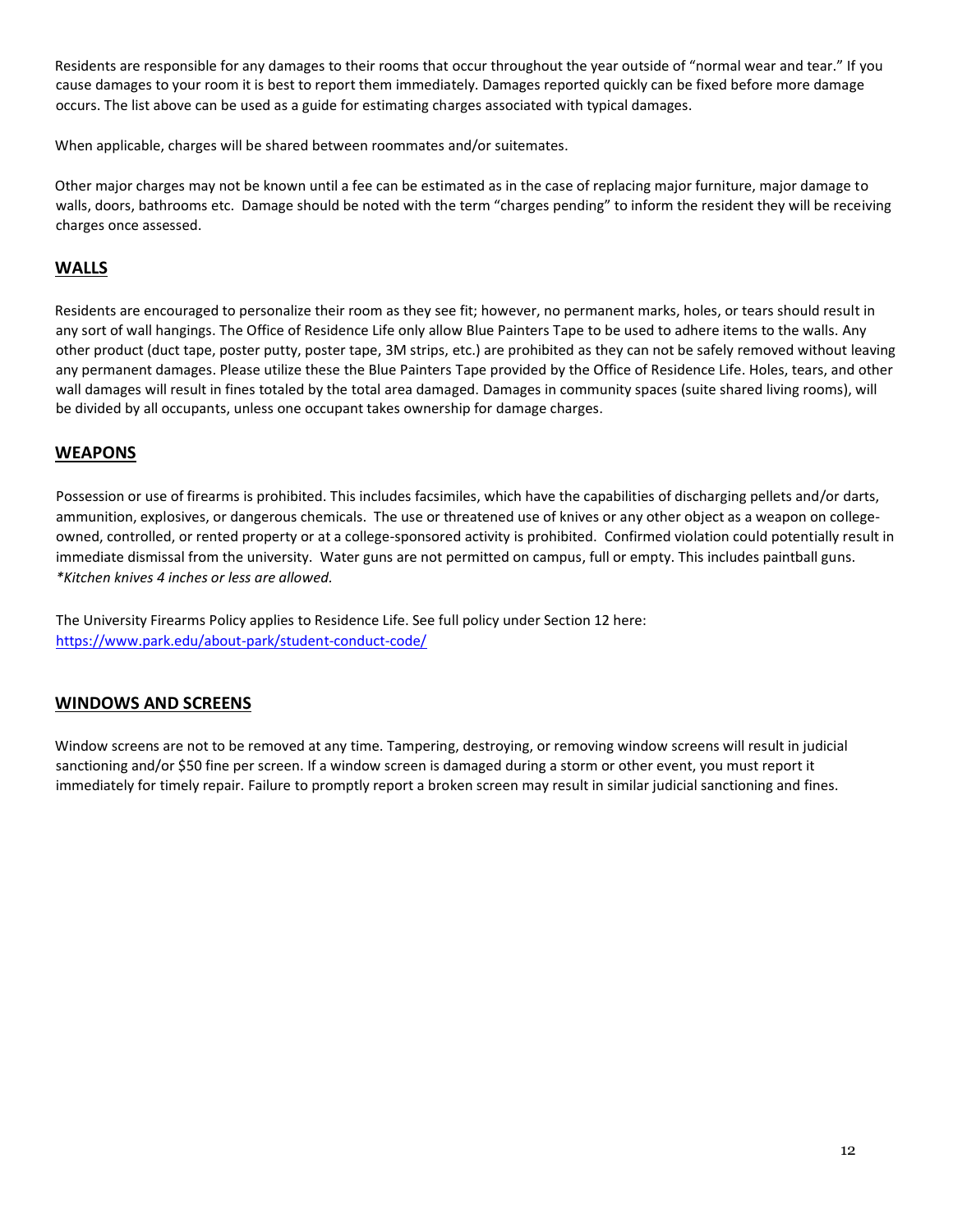Residents are responsible for any damages to their rooms that occur throughout the year outside of "normal wear and tear." If you cause damages to your room it is best to report them immediately. Damages reported quickly can be fixed before more damage occurs. The list above can be used as a guide for estimating charges associated with typical damages.

When applicable, charges will be shared between roommates and/or suitemates.

Other major charges may not be known until a fee can be estimated as in the case of replacing major furniture, major damage to walls, doors, bathrooms etc. Damage should be noted with the term "charges pending" to inform the resident they will be receiving charges once assessed.

## WALLS

Residents are encouraged to personalize their room as they see fit; however, no permanent marks, holes, or tears should result in any sort of wall hangings. The Office of Residence Life only allow Blue Painters Tape to be used to adhere items to the walls. Any other product (duct tape, poster putty, poster tape, 3M strips, etc.) are prohibited as they can not be safely removed without leaving any permanent damages. Please utilize these the Blue Painters Tape provided by the Office of Residence Life. Holes, tears, and other wall damages will result in fines totaled by the total area damaged. Damages in community spaces (suite shared living rooms), will be divided by all occupants, unless one occupant takes ownership for damage charges.

## WEAPONS

Possession or use of firearms is prohibited. This includes facsimiles, which have the capabilities of discharging pellets and/or darts, ammunition, explosives, or dangerous chemicals. The use or threatened use of knives or any other object as a weapon on college-owned, controlled, or rented property or at a college-sponsored activity is prohibited. Confirmed violation could potentially result in immediate dismissal from the university. Water guns are not permitted on campus, full or empty. This includes paintball guns. *\*Kitchen knives 4 inches or less are allowed.*

The University Firearms Policy applies to Residence Life. See full policy under Section 12 here: [https://www.park.edu/about-park/student-conduct-code/](https://www.park.edu/about-park/student-conduct-code/)

## WINDOWS AND SCREENS

Window screens are not to be removed at any time. Tampering, destroying, or removing window screens will result in judicial sanctioning and/or $50 fine per screen. If a window screen is damaged during a storm or other event, you must report it immediately for timely repair. Failure to promptly report a broken screen may result in similar judicial sanctioning and fines.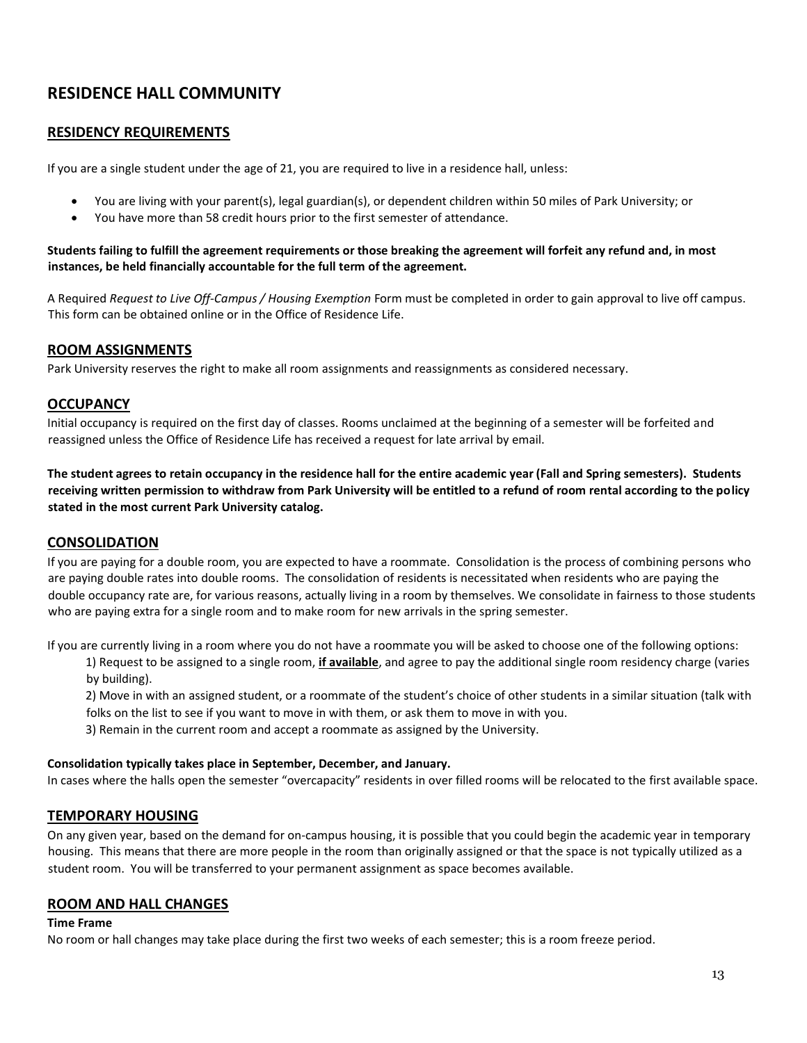# RESIDENCE HALL COMMUNITY

## RESIDENCY REQUIREMENTS

If you are a single student under the age of 21, you are required to live in a residence hall, unless:

- You are living with your parent(s), legal guardian(s), or dependent children within 50 miles of Park University; or
- You have more than 58 credit hours prior to the first semester of attendance.

**Students failing to fulfill the agreement requirements or those breaking the agreement will forfeit any refund and, in most instances, be held financially accountable for the full term of the agreement.**

A Required *Request to Live Off-Campus / Housing Exemption* Form must be completed in order to gain approval to live off campus. This form can be obtained online or in the Office of Residence Life.

## ROOM ASSIGNMENTS

Park University reserves the right to make all room assignments and reassignments as considered necessary.

## OCCUPANCY

Initial occupancy is required on the first day of classes. Rooms unclaimed at the beginning of a semester will be forfeited and reassigned unless the Office of Residence Life has received a request for late arrival by email.

**The student agrees to retain occupancy in the residence hall for the entire academic year (Fall and Spring semesters). Students receiving written permission to withdraw from Park University will be entitled to a refund of room rental according to the policy stated in the most current Park University catalog.**

## CONSOLIDATION

If you are paying for a double room, you are expected to have a roommate. Consolidation is the process of combining persons who are paying double rates into double rooms. The consolidation of residents is necessitated when residents who are paying the double occupancy rate are, for various reasons, actually living in a room by themselves. We consolidate in fairness to those students who are paying extra for a single room and to make room for new arrivals in the spring semester.

If you are currently living in a room where you do not have a roommate you will be asked to choose one of the following options:

1) Request to be assigned to a single room, **if available**, and agree to pay the additional single room residency charge (varies by building).

2) Move in with an assigned student, or a roommate of the student's choice of other students in a similar situation (talk with folks on the list to see if you want to move in with them, or ask them to move in with you.

3) Remain in the current room and accept a roommate as assigned by the University.

**Consolidation typically takes place in September, December, and January.**

In cases where the halls open the semester "overcapacity" residents in over filled rooms will be relocated to the first available space.

## TEMPORARY HOUSING

On any given year, based on the demand for on-campus housing, it is possible that you could begin the academic year in temporary housing. This means that there are more people in the room than originally assigned or that the space is not typically utilized as a student room. You will be transferred to your permanent assignment as space becomes available.

## ROOM AND HALL CHANGES

**Time Frame**

No room or hall changes may take place during the first two weeks of each semester; this is a room freeze period.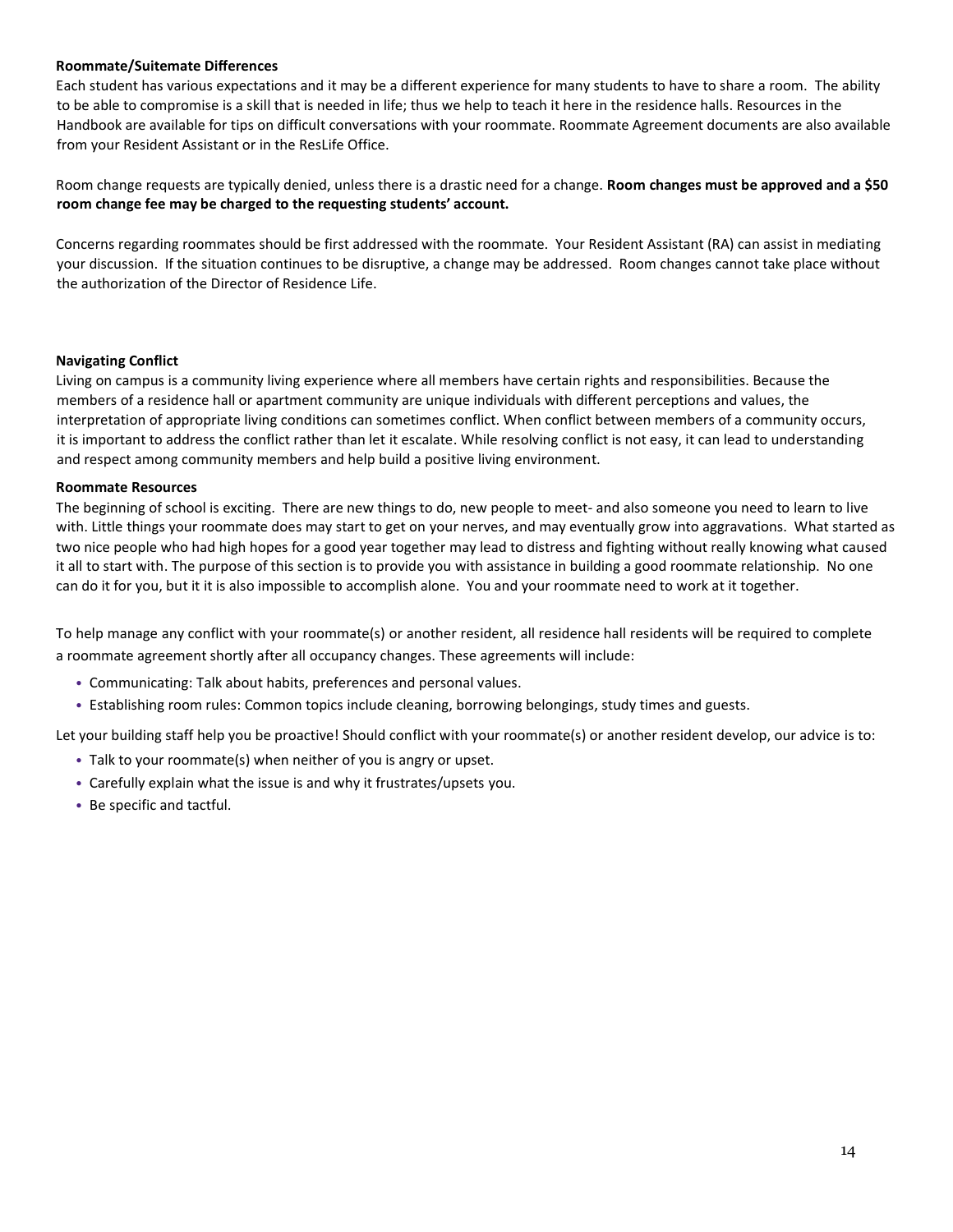**Roommate/Suitemate Differences**

Each student has various expectations and it may be a different experience for many students to have to share a room. The ability to be able to compromise is a skill that is needed in life; thus we help to teach it here in the residence halls. Resources in the Handbook are available for tips on difficult conversations with your roommate. Roommate Agreement documents are also available from your Resident Assistant or in the ResLife Office.

Room change requests are typically denied, unless there is a drastic need for a change. **Room changes must be approved and a $50 room change fee may be charged to the requesting students' account.**

Concerns regarding roommates should be first addressed with the roommate. Your Resident Assistant (RA) can assist in mediating your discussion. If the situation continues to be disruptive, a change may be addressed. Room changes cannot take place without the authorization of the Director of Residence Life.

**Navigating Conflict**

Living on campus is a community living experience where all members have certain rights and responsibilities. Because the members of a residence hall or apartment community are unique individuals with different perceptions and values, the interpretation of appropriate living conditions can sometimes conflict. When conflict between members of a community occurs, it is important to address the conflict rather than let it escalate. While resolving conflict is not easy, it can lead to understanding and respect among community members and help build a positive living environment.

**Roommate Resources**

The beginning of school is exciting. There are new things to do, new people to meet- and also someone you need to learn to live with. Little things your roommate does may start to get on your nerves, and may eventually grow into aggravations. What started as two nice people who had high hopes for a good year together may lead to distress and fighting without really knowing what caused it all to start with. The purpose of this section is to provide you with assistance in building a good roommate relationship. No one can do it for you, but it it is also impossible to accomplish alone. You and your roommate need to work at it together.

To help manage any conflict with your roommate(s) or another resident, all residence hall residents will be required to complete a roommate agreement shortly after all occupancy changes. These agreements will include:

- Communicating: Talk about habits, preferences and personal values.
- Establishing room rules: Common topics include cleaning, borrowing belongings, study times and guests.

Let your building staff help you be proactive! Should conflict with your roommate(s) or another resident develop, our advice is to:

- Talk to your roommate(s) when neither of you is angry or upset.
- Carefully explain what the issue is and why it frustrates/upsets you.
- Be specific and tactful.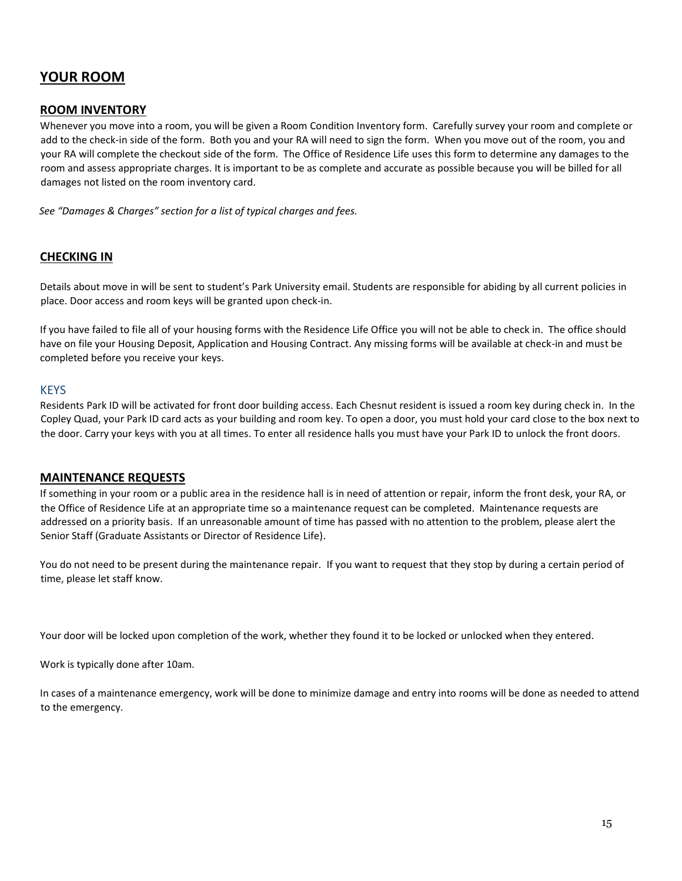# YOUR ROOM

## ROOM INVENTORY

Whenever you move into a room, you will be given a Room Condition Inventory form. Carefully survey your room and complete or add to the check-in side of the form. Both you and your RA will need to sign the form. When you move out of the room, you and your RA will complete the checkout side of the form. The Office of Residence Life uses this form to determine any damages to the room and assess appropriate charges. It is important to be as complete and accurate as possible because you will be billed for all damages not listed on the room inventory card.

*See "Damages & Charges" section for a list of typical charges and fees.*

## CHECKING IN

Details about move in will be sent to student's Park University email. Students are responsible for abiding by all current policies in place. Door access and room keys will be granted upon check-in.

If you have failed to file all of your housing forms with the Residence Life Office you will not be able to check in. The office should have on file your Housing Deposit, Application and Housing Contract. Any missing forms will be available at check-in and must be completed before you receive your keys.

### KEYS

Residents Park ID will be activated for front door building access. Each Chesnut resident is issued a room key during check in. In the Copley Quad, your Park ID card acts as your building and room key. To open a door, you must hold your card close to the box next to the door. Carry your keys with you at all times. To enter all residence halls you must have your Park ID to unlock the front doors.

## MAINTENANCE REQUESTS

If something in your room or a public area in the residence hall is in need of attention or repair, inform the front desk, your RA, or the Office of Residence Life at an appropriate time so a maintenance request can be completed. Maintenance requests are addressed on a priority basis. If an unreasonable amount of time has passed with no attention to the problem, please alert the Senior Staff (Graduate Assistants or Director of Residence Life).

You do not need to be present during the maintenance repair. If you want to request that they stop by during a certain period of time, please let staff know.

Your door will be locked upon completion of the work, whether they found it to be locked or unlocked when they entered.

Work is typically done after 10am.

In cases of a maintenance emergency, work will be done to minimize damage and entry into rooms will be done as needed to attend to the emergency.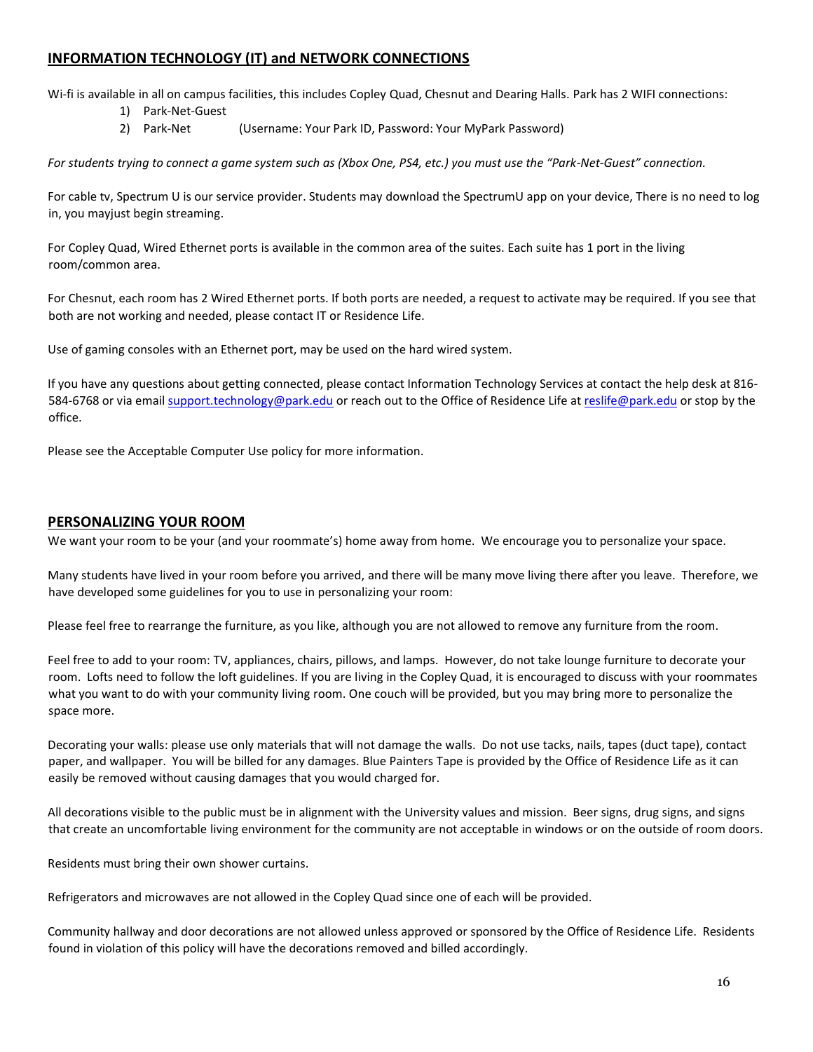## INFORMATION TECHNOLOGY (IT) and NETWORK CONNECTIONS

Wi-fi is available in all on campus facilities, this includes Copley Quad, Chesnut and Dearing Halls. Park has 2 WIFI connections:

1) Park-Net-Guest
2) Park-Net (Username: Your Park ID, Password: Your MyPark Password)

*For students trying to connect a game system such as (Xbox One, PS4, etc.) you must use the "Park-Net-Guest" connection.*

For cable tv, Spectrum U is our service provider. Students may download the SpectrumU app on your device, There is no need to log in, you mayjust begin streaming.

For Copley Quad, Wired Ethernet ports is available in the common area of the suites. Each suite has 1 port in the living room/common area.

For Chesnut, each room has 2 Wired Ethernet ports. If both ports are needed, a request to activate may be required. If you see that both are not working and needed, please contact IT or Residence Life.

Use of gaming consoles with an Ethernet port, may be used on the hard wired system.

If you have any questions about getting connected, please contact Information Technology Services at contact the help desk at 816-584-6768 or via email support.technology@park.edu or reach out to the Office of Residence Life at reslife@park.edu or stop by the office.

Please see the Acceptable Computer Use policy for more information.

## PERSONALIZING YOUR ROOM

We want your room to be your (and your roommate's) home away from home. We encourage you to personalize your space.

Many students have lived in your room before you arrived, and there will be many move living there after you leave. Therefore, we have developed some guidelines for you to use in personalizing your room:

Please feel free to rearrange the furniture, as you like, although you are not allowed to remove any furniture from the room.

Feel free to add to your room: TV, appliances, chairs, pillows, and lamps. However, do not take lounge furniture to decorate your room. Lofts need to follow the loft guidelines. If you are living in the Copley Quad, it is encouraged to discuss with your roommates what you want to do with your community living room. One couch will be provided, but you may bring more to personalize the space more.

Decorating your walls: please use only materials that will not damage the walls. Do not use tacks, nails, tapes (duct tape), contact paper, and wallpaper. You will be billed for any damages. Blue Painters Tape is provided by the Office of Residence Life as it can easily be removed without causing damages that you would charged for.

All decorations visible to the public must be in alignment with the University values and mission. Beer signs, drug signs, and signs that create an uncomfortable living environment for the community are not acceptable in windows or on the outside of room doors.

Residents must bring their own shower curtains.

Refrigerators and microwaves are not allowed in the Copley Quad since one of each will be provided.

Community hallway and door decorations are not allowed unless approved or sponsored by the Office of Residence Life. Residents found in violation of this policy will have the decorations removed and billed accordingly.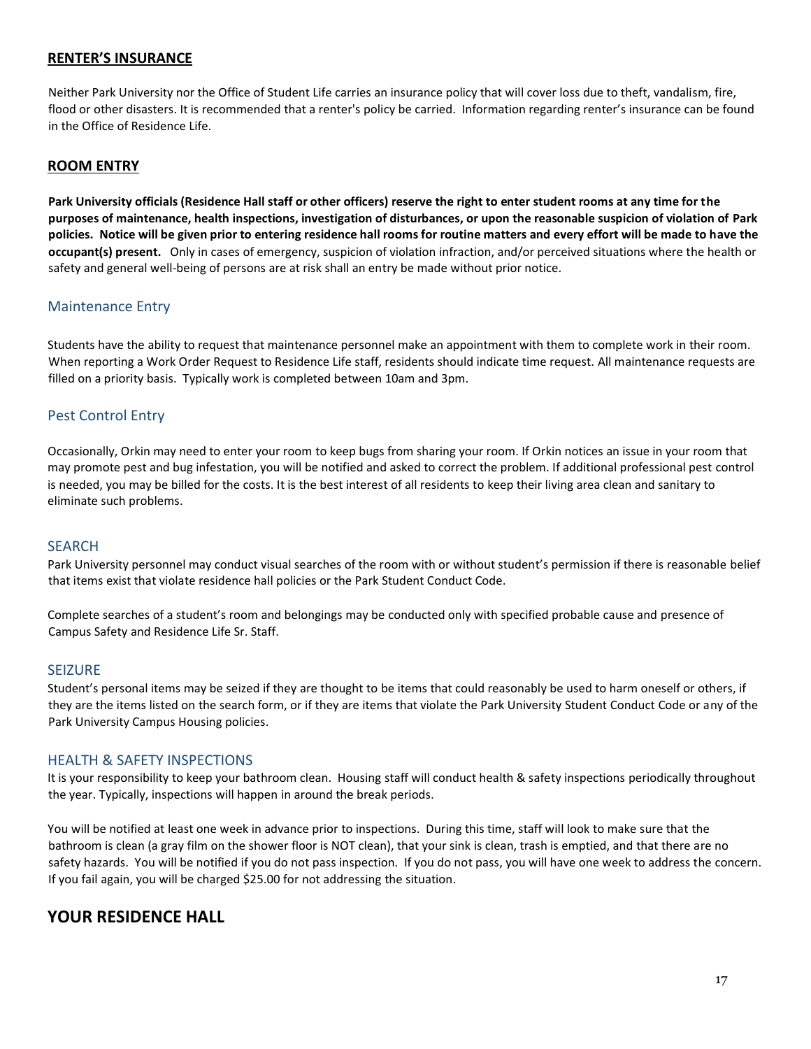## **RENTER'S INSURANCE**

Neither Park University nor the Office of Student Life carries an insurance policy that will cover loss due to theft, vandalism, fire, flood or other disasters. It is recommended that a renter's policy be carried. Information regarding renter's insurance can be found in the Office of Residence Life.

## **ROOM ENTRY**

**Park University officials (Residence Hall staff or other officers) reserve the right to enter student rooms at any time for the purposes of maintenance, health inspections, investigation of disturbances, or upon the reasonable suspicion of violation of Park policies. Notice will be given prior to entering residence hall rooms for routine matters and every effort will be made to have the occupant(s) present.** Only in cases of emergency, suspicion of violation infraction, and/or perceived situations where the health or safety and general well-being of persons are at risk shall an entry be made without prior notice.

### Maintenance Entry

Students have the ability to request that maintenance personnel make an appointment with them to complete work in their room. When reporting a Work Order Request to Residence Life staff, residents should indicate time request. All maintenance requests are filled on a priority basis. Typically work is completed between 10am and 3pm.

### Pest Control Entry

Occasionally, Orkin may need to enter your room to keep bugs from sharing your room. If Orkin notices an issue in your room that may promote pest and bug infestation, you will be notified and asked to correct the problem. If additional professional pest control is needed, you may be billed for the costs. It is the best interest of all residents to keep their living area clean and sanitary to eliminate such problems.

### SEARCH

Park University personnel may conduct visual searches of the room with or without student's permission if there is reasonable belief that items exist that violate residence hall policies or the Park Student Conduct Code.

Complete searches of a student's room and belongings may be conducted only with specified probable cause and presence of Campus Safety and Residence Life Sr. Staff.

### SEIZURE

Student's personal items may be seized if they are thought to be items that could reasonably be used to harm oneself or others, if they are the items listed on the search form, or if they are items that violate the Park University Student Conduct Code or any of the Park University Campus Housing policies.

### HEALTH & SAFETY INSPECTIONS

It is your responsibility to keep your bathroom clean. Housing staff will conduct health & safety inspections periodically throughout the year. Typically, inspections will happen in around the break periods.

You will be notified at least one week in advance prior to inspections. During this time, staff will look to make sure that the bathroom is clean (a gray film on the shower floor is NOT clean), that your sink is clean, trash is emptied, and that there are no safety hazards. You will be notified if you do not pass inspection. If you do not pass, you will have one week to address the concern. If you fail again, you will be charged $25.00 for not addressing the situation.

# **YOUR RESIDENCE HALL**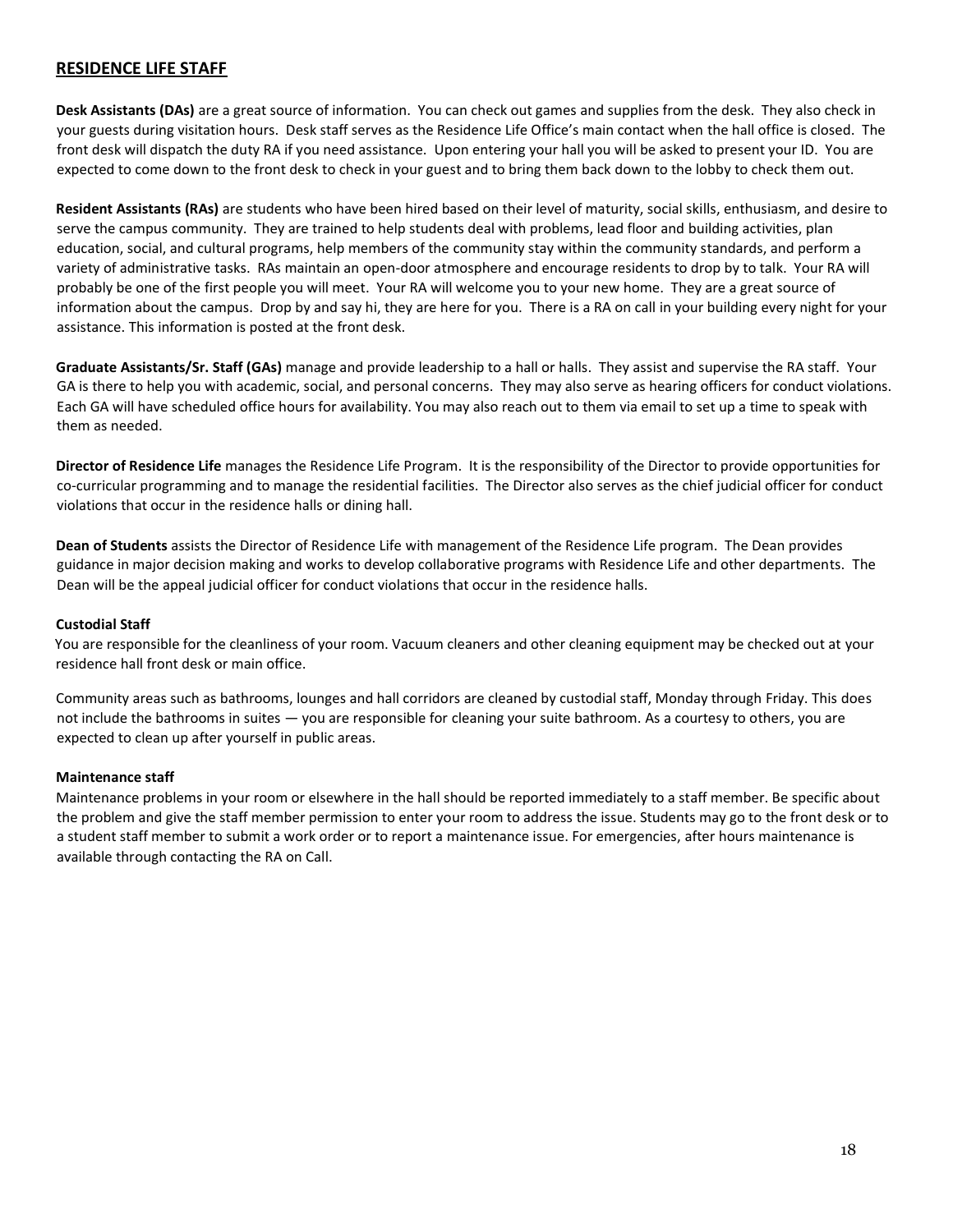## RESIDENCE LIFE STAFF

**Desk Assistants (DAs)** are a great source of information. You can check out games and supplies from the desk. They also check in your guests during visitation hours. Desk staff serves as the Residence Life Office's main contact when the hall office is closed. The front desk will dispatch the duty RA if you need assistance. Upon entering your hall you will be asked to present your ID. You are expected to come down to the front desk to check in your guest and to bring them back down to the lobby to check them out.

**Resident Assistants (RAs)** are students who have been hired based on their level of maturity, social skills, enthusiasm, and desire to serve the campus community. They are trained to help students deal with problems, lead floor and building activities, plan education, social, and cultural programs, help members of the community stay within the community standards, and perform a variety of administrative tasks. RAs maintain an open-door atmosphere and encourage residents to drop by to talk. Your RA will probably be one of the first people you will meet. Your RA will welcome you to your new home. They are a great source of information about the campus. Drop by and say hi, they are here for you. There is a RA on call in your building every night for your assistance. This information is posted at the front desk.

**Graduate Assistants/Sr. Staff (GAs)** manage and provide leadership to a hall or halls. They assist and supervise the RA staff. Your GA is there to help you with academic, social, and personal concerns. They may also serve as hearing officers for conduct violations. Each GA will have scheduled office hours for availability. You may also reach out to them via email to set up a time to speak with them as needed.

**Director of Residence Life** manages the Residence Life Program. It is the responsibility of the Director to provide opportunities for co-curricular programming and to manage the residential facilities. The Director also serves as the chief judicial officer for conduct violations that occur in the residence halls or dining hall.

**Dean of Students** assists the Director of Residence Life with management of the Residence Life program. The Dean provides guidance in major decision making and works to develop collaborative programs with Residence Life and other departments. The Dean will be the appeal judicial officer for conduct violations that occur in the residence halls.

**Custodial Staff**

You are responsible for the cleanliness of your room. Vacuum cleaners and other cleaning equipment may be checked out at your residence hall front desk or main office.

Community areas such as bathrooms, lounges and hall corridors are cleaned by custodial staff, Monday through Friday. This does not include the bathrooms in suites — you are responsible for cleaning your suite bathroom. As a courtesy to others, you are expected to clean up after yourself in public areas.

**Maintenance staff**

Maintenance problems in your room or elsewhere in the hall should be reported immediately to a staff member. Be specific about the problem and give the staff member permission to enter your room to address the issue. Students may go to the front desk or to a student staff member to submit a work order or to report a maintenance issue. For emergencies, after hours maintenance is available through contacting the RA on Call.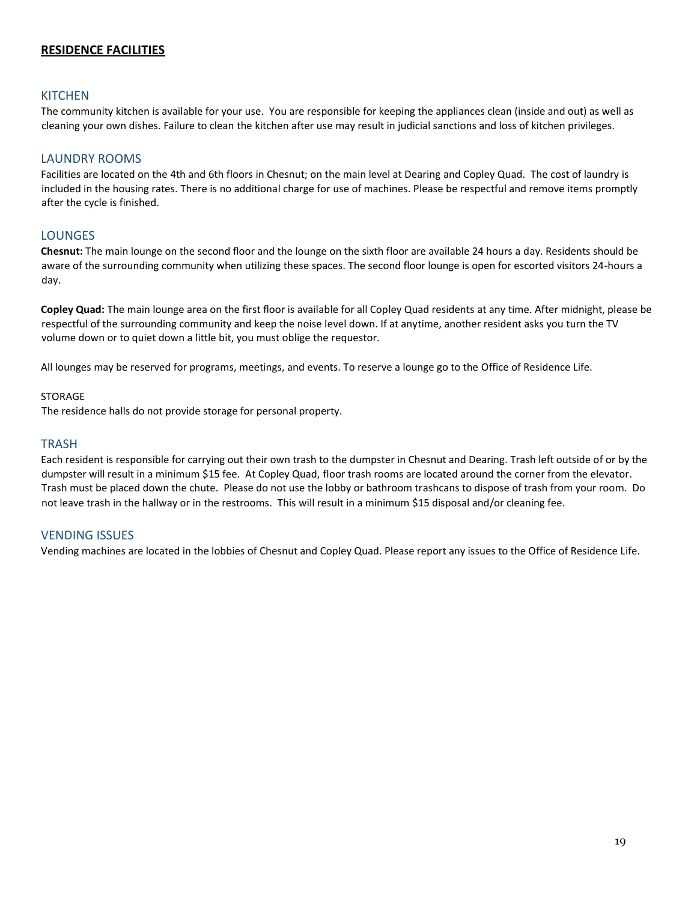## RESIDENCE FACILITIES

### KITCHEN

The community kitchen is available for your use. You are responsible for keeping the appliances clean (inside and out) as well as cleaning your own dishes. Failure to clean the kitchen after use may result in judicial sanctions and loss of kitchen privileges.

### LAUNDRY ROOMS

Facilities are located on the 4th and 6th floors in Chesnut; on the main level at Dearing and Copley Quad. The cost of laundry is included in the housing rates. There is no additional charge for use of machines. Please be respectful and remove items promptly after the cycle is finished.

### LOUNGES

**Chesnut:** The main lounge on the second floor and the lounge on the sixth floor are available 24 hours a day. Residents should be aware of the surrounding community when utilizing these spaces. The second floor lounge is open for escorted visitors 24-hours a day.

**Copley Quad:** The main lounge area on the first floor is available for all Copley Quad residents at any time. After midnight, please be respectful of the surrounding community and keep the noise level down. If at anytime, another resident asks you turn the TV volume down or to quiet down a little bit, you must oblige the requestor.

All lounges may be reserved for programs, meetings, and events. To reserve a lounge go to the Office of Residence Life.

STORAGE

The residence halls do not provide storage for personal property.

### TRASH

Each resident is responsible for carrying out their own trash to the dumpster in Chesnut and Dearing. Trash left outside of or by the dumpster will result in a minimum $15 fee. At Copley Quad, floor trash rooms are located around the corner from the elevator. Trash must be placed down the chute. Please do not use the lobby or bathroom trashcans to dispose of trash from your room. Do not leave trash in the hallway or in the restrooms. This will result in a minimum $15 disposal and/or cleaning fee.

### VENDING ISSUES

Vending machines are located in the lobbies of Chesnut and Copley Quad. Please report any issues to the Office of Residence Life.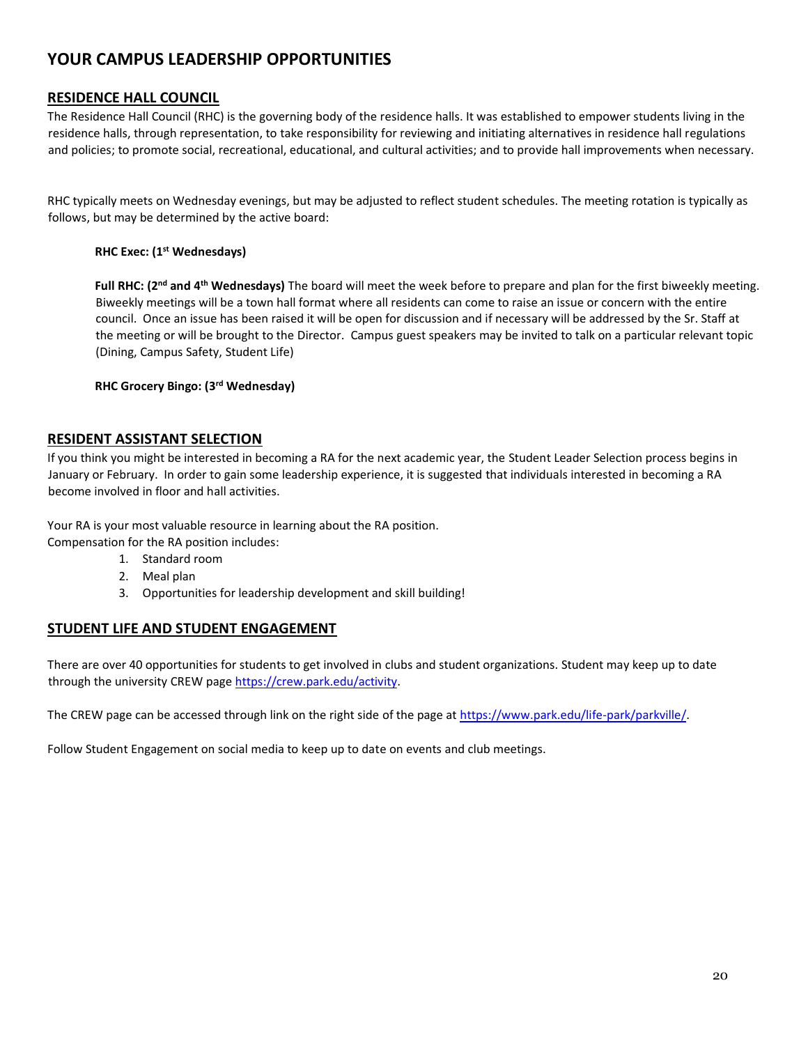# YOUR CAMPUS LEADERSHIP OPPORTUNITIES

## RESIDENCE HALL COUNCIL

The Residence Hall Council (RHC) is the governing body of the residence halls. It was established to empower students living in the residence halls, through representation, to take responsibility for reviewing and initiating alternatives in residence hall regulations and policies; to promote social, recreational, educational, and cultural activities; and to provide hall improvements when necessary.

RHC typically meets on Wednesday evenings, but may be adjusted to reflect student schedules. The meeting rotation is typically as follows, but may be determined by the active board:

**RHC Exec: (1st Wednesdays)**

**Full RHC: (2nd and 4th Wednesdays)** The board will meet the week before to prepare and plan for the first biweekly meeting. Biweekly meetings will be a town hall format where all residents can come to raise an issue or concern with the entire council. Once an issue has been raised it will be open for discussion and if necessary will be addressed by the Sr. Staff at the meeting or will be brought to the Director. Campus guest speakers may be invited to talk on a particular relevant topic (Dining, Campus Safety, Student Life)

**RHC Grocery Bingo: (3rd Wednesday)**

## RESIDENT ASSISTANT SELECTION

If you think you might be interested in becoming a RA for the next academic year, the Student Leader Selection process begins in January or February. In order to gain some leadership experience, it is suggested that individuals interested in becoming a RA become involved in floor and hall activities.

Your RA is your most valuable resource in learning about the RA position.
Compensation for the RA position includes:

1. Standard room
2. Meal plan
3. Opportunities for leadership development and skill building!

## STUDENT LIFE AND STUDENT ENGAGEMENT

There are over 40 opportunities for students to get involved in clubs and student organizations. Student may keep up to date through the university CREW page https://crew.park.edu/activity.

The CREW page can be accessed through link on the right side of the page at https://www.park.edu/life-park/parkville/.

Follow Student Engagement on social media to keep up to date on events and club meetings.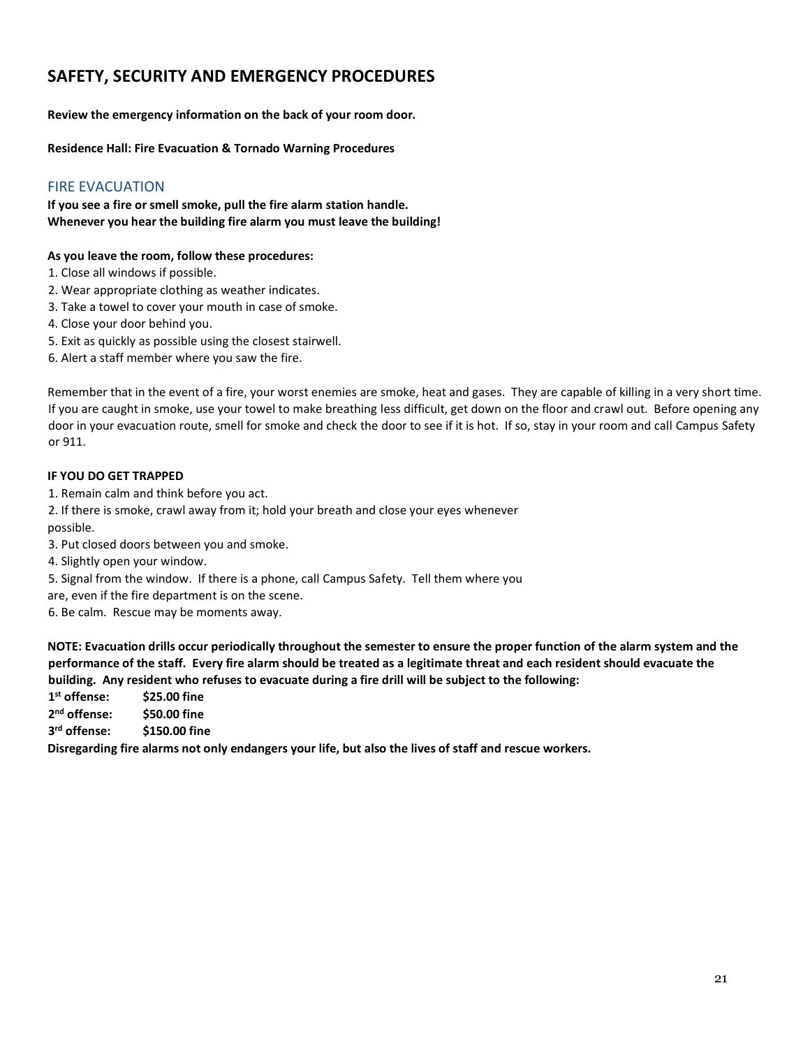# SAFETY, SECURITY AND EMERGENCY PROCEDURES

**Review the emergency information on the back of your room door.**

**Residence Hall: Fire Evacuation & Tornado Warning Procedures**

## FIRE EVACUATION

**If you see a fire or smell smoke, pull the fire alarm station handle.**
**Whenever you hear the building fire alarm you must leave the building!**

**As you leave the room, follow these procedures:**

1. Close all windows if possible.
2. Wear appropriate clothing as weather indicates.
3. Take a towel to cover your mouth in case of smoke.
4. Close your door behind you.
5. Exit as quickly as possible using the closest stairwell.
6. Alert a staff member where you saw the fire.

Remember that in the event of a fire, your worst enemies are smoke, heat and gases. They are capable of killing in a very short time. If you are caught in smoke, use your towel to make breathing less difficult, get down on the floor and crawl out. Before opening any door in your evacuation route, smell for smoke and check the door to see if it is hot. If so, stay in your room and call Campus Safety or 911.

**IF YOU DO GET TRAPPED**

1. Remain calm and think before you act.
2. If there is smoke, crawl away from it; hold your breath and close your eyes whenever possible.
3. Put closed doors between you and smoke.
4. Slightly open your window.
5. Signal from the window. If there is a phone, call Campus Safety. Tell them where you are, even if the fire department is on the scene.
6. Be calm. Rescue may be moments away.

**NOTE: Evacuation drills occur periodically throughout the semester to ensure the proper function of the alarm system and the performance of the staff. Every fire alarm should be treated as a legitimate threat and each resident should evacuate the building. Any resident who refuses to evacuate during a fire drill will be subject to the following:**

**1st offense: $25.00 fine**
**2nd offense: $50.00 fine**
**3rd offense: $150.00 fine**

**Disregarding fire alarms not only endangers your life, but also the lives of staff and rescue workers.**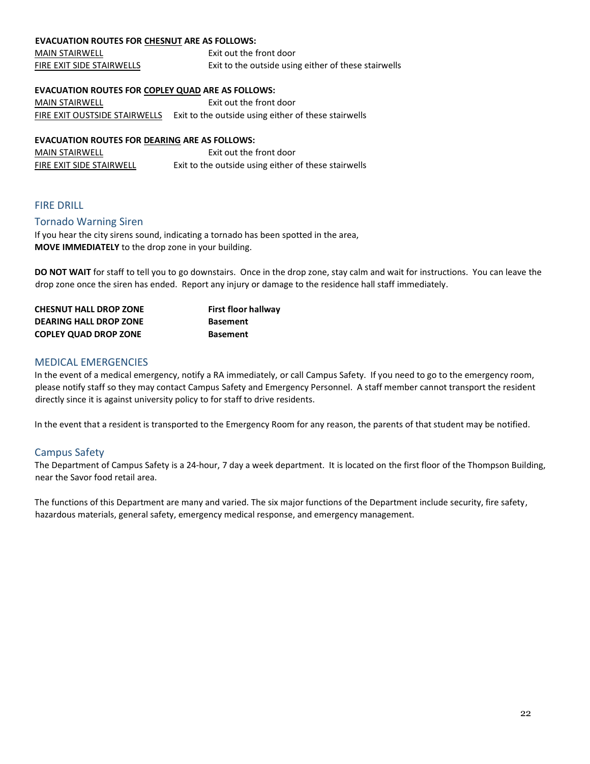**EVACUATION ROUTES FOR CHESNUT ARE AS FOLLOWS:**

| | |
|---|---|
| MAIN STAIRWELL | Exit out the front door |
| FIRE EXIT SIDE STAIRWELLS | Exit to the outside using either of these stairwells |

**EVACUATION ROUTES FOR COPLEY QUAD ARE AS FOLLOWS:**

| | |
|---|---|
| MAIN STAIRWELL | Exit out the front door |
| FIRE EXIT OUSTSIDE STAIRWELLS | Exit to the outside using either of these stairwells |

**EVACUATION ROUTES FOR DEARING ARE AS FOLLOWS:**

| | |
|---|---|
| MAIN STAIRWELL | Exit out the front door |
| FIRE EXIT SIDE STAIRWELL | Exit to the outside using either of these stairwells |

## FIRE DRILL

### Tornado Warning Siren

If you hear the city sirens sound, indicating a tornado has been spotted in the area, **MOVE IMMEDIATELY** to the drop zone in your building.

**DO NOT WAIT** for staff to tell you to go downstairs. Once in the drop zone, stay calm and wait for instructions. You can leave the drop zone once the siren has ended. Report any injury or damage to the residence hall staff immediately.

| | |
|---|---|
| **CHESNUT HALL DROP ZONE** | **First floor hallway** |
| **DEARING HALL DROP ZONE** | **Basement** |
| **COPLEY QUAD DROP ZONE** | **Basement** |

## MEDICAL EMERGENCIES

In the event of a medical emergency, notify a RA immediately, or call Campus Safety. If you need to go to the emergency room, please notify staff so they may contact Campus Safety and Emergency Personnel. A staff member cannot transport the resident directly since it is against university policy to for staff to drive residents.

In the event that a resident is transported to the Emergency Room for any reason, the parents of that student may be notified.

### Campus Safety

The Department of Campus Safety is a 24-hour, 7 day a week department. It is located on the first floor of the Thompson Building, near the Savor food retail area.

The functions of this Department are many and varied. The six major functions of the Department include security, fire safety, hazardous materials, general safety, emergency medical response, and emergency management.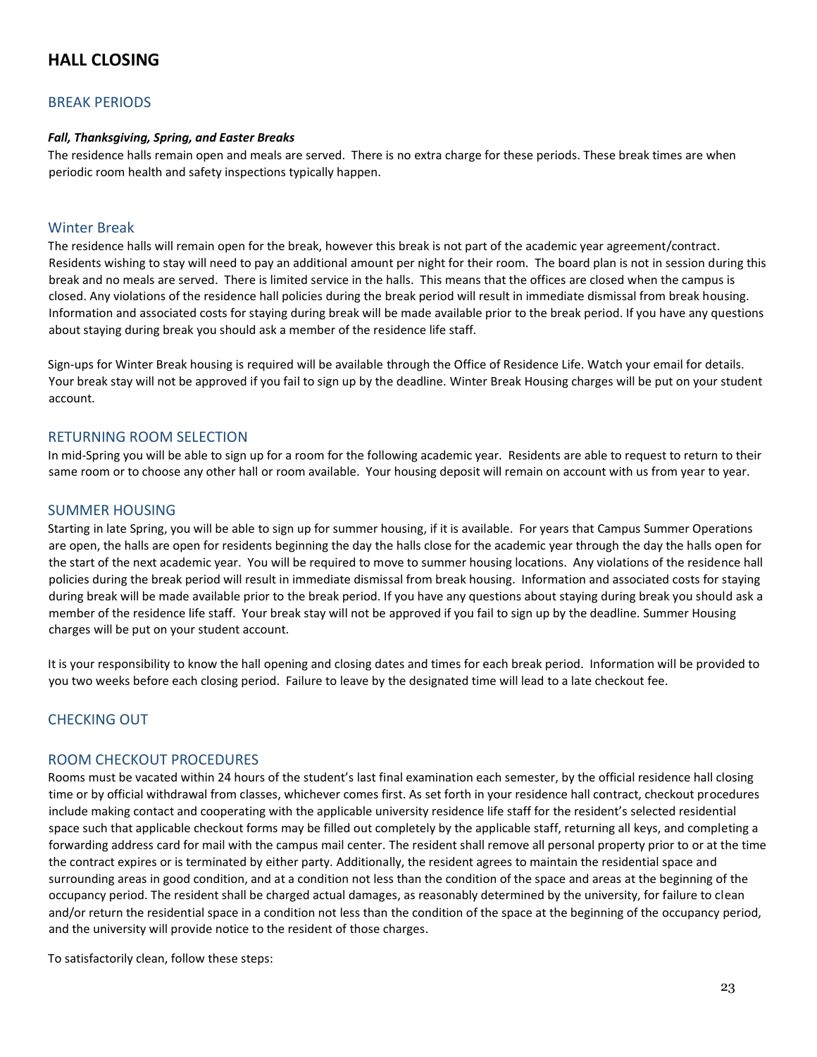# HALL CLOSING

## BREAK PERIODS

***Fall, Thanksgiving, Spring, and Easter Breaks***

The residence halls remain open and meals are served. There is no extra charge for these periods. These break times are when periodic room health and safety inspections typically happen.

## Winter Break

The residence halls will remain open for the break, however this break is not part of the academic year agreement/contract. Residents wishing to stay will need to pay an additional amount per night for their room. The board plan is not in session during this break and no meals are served. There is limited service in the halls. This means that the offices are closed when the campus is closed. Any violations of the residence hall policies during the break period will result in immediate dismissal from break housing. Information and associated costs for staying during break will be made available prior to the break period. If you have any questions about staying during break you should ask a member of the residence life staff.

Sign-ups for Winter Break housing is required will be available through the Office of Residence Life. Watch your email for details. Your break stay will not be approved if you fail to sign up by the deadline. Winter Break Housing charges will be put on your student account.

## RETURNING ROOM SELECTION

In mid-Spring you will be able to sign up for a room for the following academic year. Residents are able to request to return to their same room or to choose any other hall or room available. Your housing deposit will remain on account with us from year to year.

## SUMMER HOUSING

Starting in late Spring, you will be able to sign up for summer housing, if it is available. For years that Campus Summer Operations are open, the halls are open for residents beginning the day the halls close for the academic year through the day the halls open for the start of the next academic year. You will be required to move to summer housing locations. Any violations of the residence hall policies during the break period will result in immediate dismissal from break housing. Information and associated costs for staying during break will be made available prior to the break period. If you have any questions about staying during break you should ask a member of the residence life staff. Your break stay will not be approved if you fail to sign up by the deadline. Summer Housing charges will be put on your student account.

It is your responsibility to know the hall opening and closing dates and times for each break period. Information will be provided to you two weeks before each closing period. Failure to leave by the designated time will lead to a late checkout fee.

## CHECKING OUT

## ROOM CHECKOUT PROCEDURES

Rooms must be vacated within 24 hours of the student's last final examination each semester, by the official residence hall closing time or by official withdrawal from classes, whichever comes first. As set forth in your residence hall contract, checkout procedures include making contact and cooperating with the applicable university residence life staff for the resident's selected residential space such that applicable checkout forms may be filled out completely by the applicable staff, returning all keys, and completing a forwarding address card for mail with the campus mail center. The resident shall remove all personal property prior to or at the time the contract expires or is terminated by either party. Additionally, the resident agrees to maintain the residential space and surrounding areas in good condition, and at a condition not less than the condition of the space and areas at the beginning of the occupancy period. The resident shall be charged actual damages, as reasonably determined by the university, for failure to clean and/or return the residential space in a condition not less than the condition of the space at the beginning of the occupancy period, and the university will provide notice to the resident of those charges.

To satisfactorily clean, follow these steps: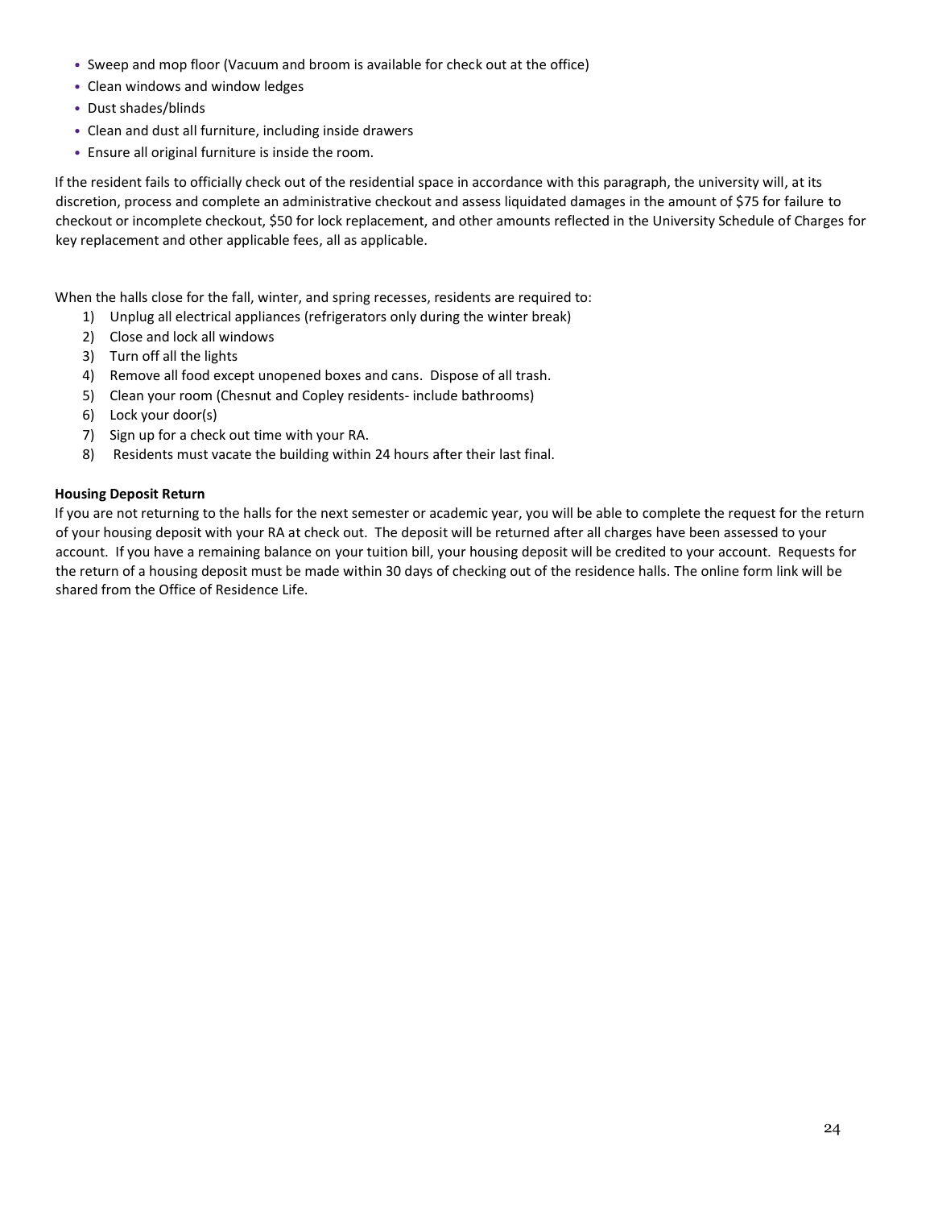- Sweep and mop floor (Vacuum and broom is available for check out at the office)
- Clean windows and window ledges
- Dust shades/blinds
- Clean and dust all furniture, including inside drawers
- Ensure all original furniture is inside the room.

If the resident fails to officially check out of the residential space in accordance with this paragraph, the university will, at its discretion, process and complete an administrative checkout and assess liquidated damages in the amount of $75 for failure to checkout or incomplete checkout, $50 for lock replacement, and other amounts reflected in the University Schedule of Charges for key replacement and other applicable fees, all as applicable.

When the halls close for the fall, winter, and spring recesses, residents are required to:

1) Unplug all electrical appliances (refrigerators only during the winter break)
2) Close and lock all windows
3) Turn off all the lights
4) Remove all food except unopened boxes and cans. Dispose of all trash.
5) Clean your room (Chesnut and Copley residents- include bathrooms)
6) Lock your door(s)
7) Sign up for a check out time with your RA.
8) Residents must vacate the building within 24 hours after their last final.

**Housing Deposit Return**

If you are not returning to the halls for the next semester or academic year, you will be able to complete the request for the return of your housing deposit with your RA at check out. The deposit will be returned after all charges have been assessed to your account. If you have a remaining balance on your tuition bill, your housing deposit will be credited to your account. Requests for the return of a housing deposit must be made within 30 days of checking out of the residence halls. The online form link will be shared from the Office of Residence Life.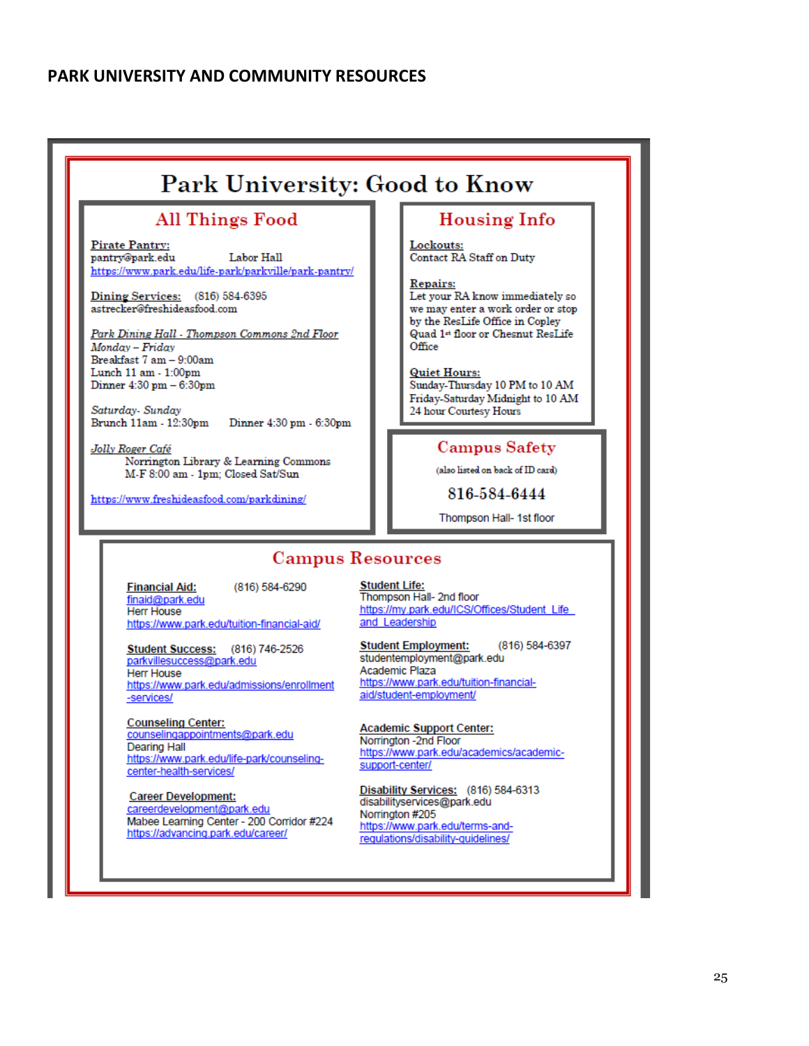# PARK UNIVERSITY AND COMMUNITY RESOURCES

## Park University: Good to Know

### All Things Food

**Pirate Pantry:**
pantry@park.edu Labor Hall
https://www.park.edu/life-park/parkville/park-pantry/

**Dining Services:** (816) 584-6395
astrecker@freshideasfood.com

*Park Dining Hall - Thompson Commons 2nd Floor*
*Monday – Friday*
Breakfast 7 am – 9:00am
Lunch 11 am - 1:00pm
Dinner 4:30 pm – 6:30pm

*Saturday- Sunday*
Brunch 11am - 12:30pm Dinner 4:30 pm - 6:30pm

*Jolly Roger Café*
Norrington Library & Learning Commons
M-F 8:00 am - 1pm; Closed Sat/Sun

https://www.freshideasfood.com/parkdining/

### Housing Info

**Lockouts:**
Contact RA Staff on Duty

**Repairs:**
Let your RA know immediately so we may enter a work order or stop by the ResLife Office in Copley Quad 1st floor or Chesnut ResLife Office

**Quiet Hours:**
Sunday-Thursday 10 PM to 10 AM
Friday-Saturday Midnight to 10 AM
24 hour Courtesy Hours

### Campus Safety

(also listed on back of ID card)

**816-584-6444**

Thompson Hall- 1st floor

### Campus Resources

**Financial Aid:** (816) 584-6290
finaid@park.edu
Herr House
https://www.park.edu/tuition-financial-aid/

**Student Success:** (816) 746-2526
parkvillesuccess@park.edu
Herr House
https://www.park.edu/admissions/enrollment-services/

**Counseling Center:**
counselingappointments@park.edu
Dearing Hall
https://www.park.edu/life-park/counseling-center-health-services/

**Career Development:**
careerdevelopment@park.edu
Mabee Learning Center - 200 Corridor #224
https://advancing.park.edu/career/

**Student Life:**
Thompson Hall- 2nd floor
https://my.park.edu/ICS/Offices/Student_Life_and_Leadership

**Student Employment:** (816) 584-6397
studentemployment@park.edu
Academic Plaza
https://www.park.edu/tuition-financial-aid/student-employment/

**Academic Support Center:**
Norrington -2nd Floor
https://www.park.edu/academics/academic-support-center/

**Disability Services:** (816) 584-6313
disabilityservices@park.edu
Norrington #205
https://www.park.edu/terms-and-regulations/disability-guidelines/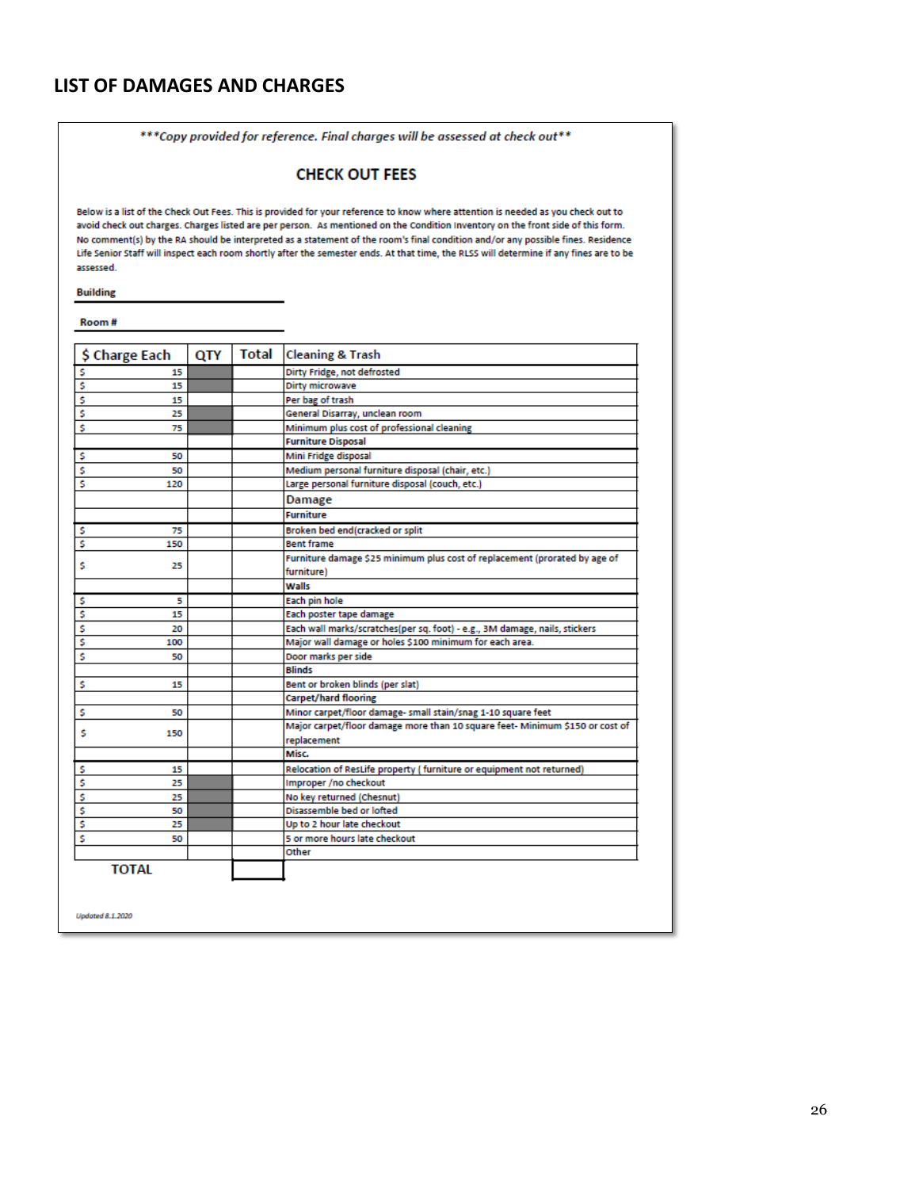## LIST OF DAMAGES AND CHARGES

*\*\*\*Copy provided for reference. Final charges will be assessed at check out\*\**

### CHECK OUT FEES

Below is a list of the Check Out Fees. This is provided for your reference to know where attention is needed as you check out to avoid check out charges. Charges listed are per person. As mentioned on the Condition Inventory on the front side of this form. No comment(s) by the RA should be interpreted as a statement of the room's final condition and/or any possible fines. Residence Life Senior Staff will inspect each room shortly after the semester ends. At that time, the RLSS will determine if any fines are to be assessed.

**Building** ______________________

**Room #** ______________________

| $ Charge Each | QTY | Total | Cleaning & Trash |
|---|---|---|---|
| $ 15 | | | Dirty Fridge, not defrosted |
| $ 15 | | | Dirty microwave |
| $ 15 | | | Per bag of trash |
| $ 25 | | | General Disarray, unclean room |
| $ 75 | | | Minimum plus cost of professional cleaning |
| | | | **Furniture Disposal** |
| $ 50 | | | Mini Fridge disposal |
| $ 50 | | | Medium personal furniture disposal (chair, etc.) |
| $ 120 | | | Large personal furniture disposal (couch, etc.) |
| | | | **Damage** |
| | | | **Furniture** |
| $ 75 | | | Broken bed end(cracked or split |
| $ 150 | | | Bent frame |
| $ 25 | | | Furniture damage $25 minimum plus cost of replacement (prorated by age of furniture) |
| | | | **Walls** |
| $ 5 | | | Each pin hole |
| $ 15 | | | Each poster tape damage |
| $ 20 | | | Each wall marks/scratches(per sq. foot) - e.g., 3M damage, nails, stickers |
| $ 100 | | | Major wall damage or holes $100 minimum for each area. |
| $ 50 | | | Door marks per side |
| | | | **Blinds** |
| $ 15 | | | Bent or broken blinds (per slat) |
| | | | **Carpet/hard flooring** |
| $ 50 | | | Minor carpet/floor damage- small stain/snag 1-10 square feet |
| $ 150 | | | Major carpet/floor damage more than 10 square feet- Minimum $150 or cost of replacement |
| | | | **Misc.** |
| $ 15 | | | Relocation of ResLife property ( furniture or equipment not returned) |
| $ 25 | | | Improper /no checkout |
| $ 25 | | | No key returned (Chesnut) |
| $ 50 | | | Disassemble bed or lofted |
| $ 25 | | | Up to 2 hour late checkout |
| $ 50 | | | 5 or more hours late checkout |
| | | | Other |
| **TOTAL** | | | |

*Updated 8.1.2020*